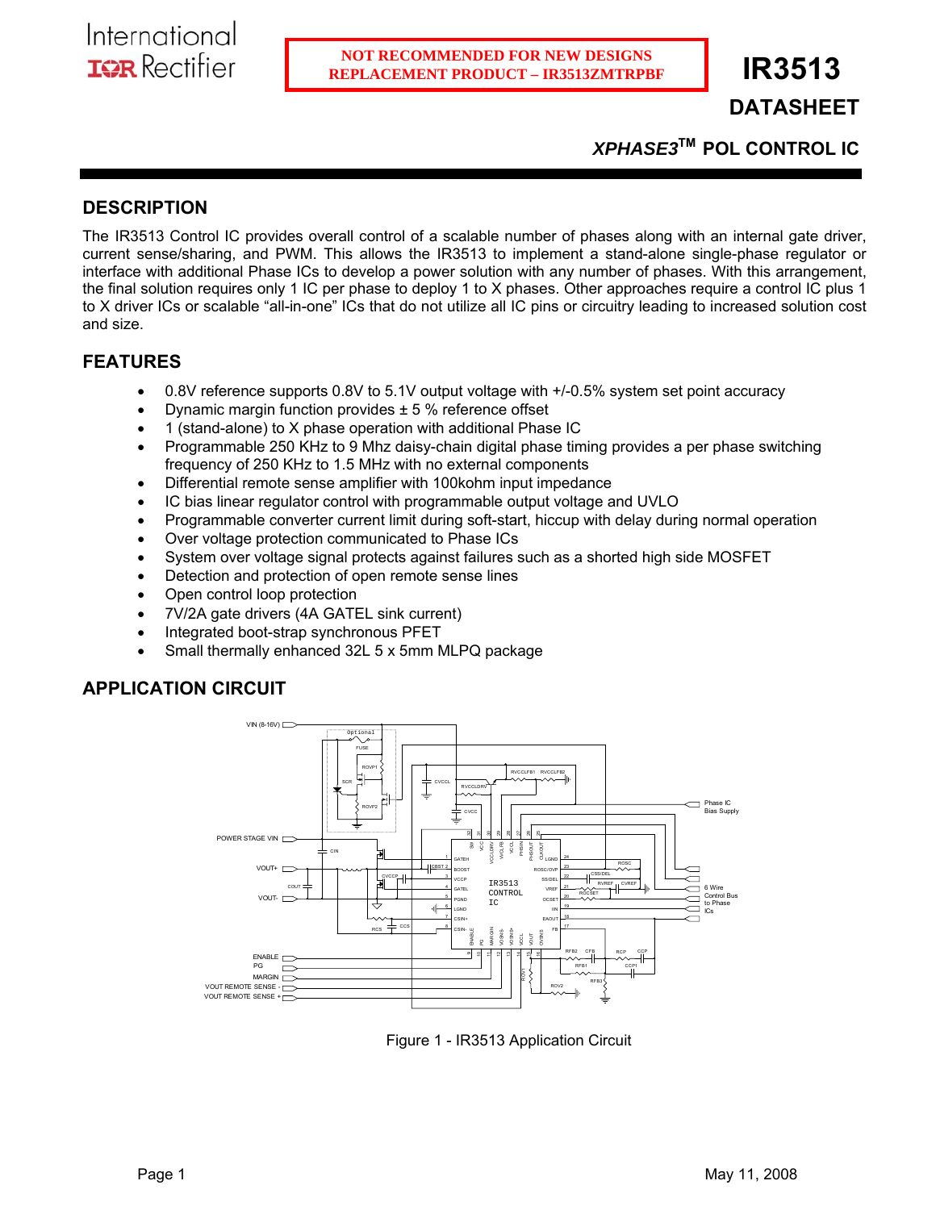NOT RECOMMENDED FOR NEW DESIGNS
REPLACEMENT PRODUCT – IR3513ZMTRPBF

# IR3513

## DATASHEET

### *XPHASE3*™ POL CONTROL IC

## DESCRIPTION

The IR3513 Control IC provides overall control of a scalable number of phases along with an internal gate driver, current sense/sharing, and PWM. This allows the IR3513 to implement a stand-alone single-phase regulator or interface with additional Phase ICs to develop a power solution with any number of phases. With this arrangement, the final solution requires only 1 IC per phase to deploy 1 to X phases. Other approaches require a control IC plus 1 to X driver ICs or scalable "all-in-one" ICs that do not utilize all IC pins or circuitry leading to increased solution cost and size.

## FEATURES

- 0.8V reference supports 0.8V to 5.1V output voltage with +/-0.5% system set point accuracy
- Dynamic margin function provides ± 5 % reference offset
- 1 (stand-alone) to X phase operation with additional Phase IC
- Programmable 250 KHz to 9 Mhz daisy-chain digital phase timing provides a per phase switching frequency of 250 KHz to 1.5 MHz with no external components
- Differential remote sense amplifier with 100kohm input impedance
- IC bias linear regulator control with programmable output voltage and UVLO
- Programmable converter current limit during soft-start, hiccup with delay during normal operation
- Over voltage protection communicated to Phase ICs
- System over voltage signal protects against failures such as a shorted high side MOSFET
- Detection and protection of open remote sense lines
- Open control loop protection
- 7V/2A gate drivers (4A GATEL sink current)
- Integrated boot-strap synchronous PFET
- Small thermally enhanced 32L 5 x 5mm MLPQ package

## APPLICATION CIRCUIT

Figure 1 - IR3513 Application Circuit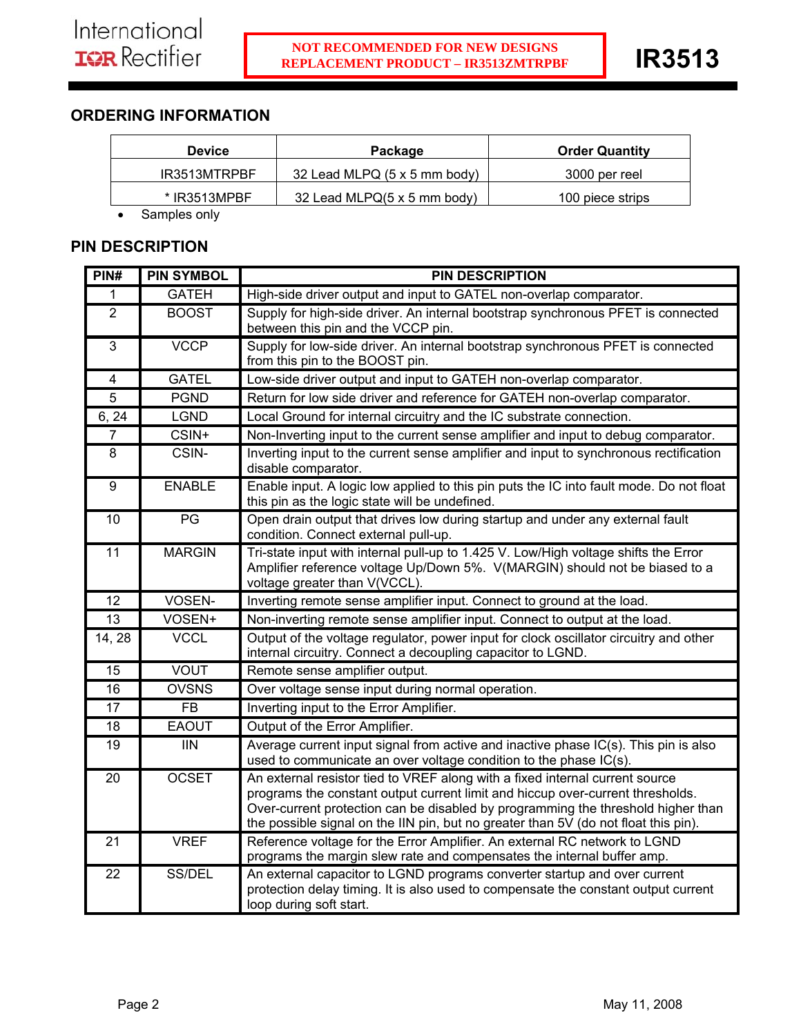## ORDERING INFORMATION

| Device | Package | Order Quantity |
|---|---|---|
| IR3513MTRPBF | 32 Lead MLPQ (5 x 5 mm body) | 3000 per reel |
| * IR3513MPBF | 32 Lead MLPQ(5 x 5 mm body) | 100 piece strips |

- Samples only

## PIN DESCRIPTION

| PIN# | PIN SYMBOL | PIN DESCRIPTION |
|---|---|---|
| 1 | GATEH | High-side driver output and input to GATEL non-overlap comparator. |
| 2 | BOOST | Supply for high-side driver. An internal bootstrap synchronous PFET is connected between this pin and the VCCP pin. |
| 3 | VCCP | Supply for low-side driver. An internal bootstrap synchronous PFET is connected from this pin to the BOOST pin. |
| 4 | GATEL | Low-side driver output and input to GATEH non-overlap comparator. |
| 5 | PGND | Return for low side driver and reference for GATEH non-overlap comparator. |
| 6, 24 | LGND | Local Ground for internal circuitry and the IC substrate connection. |
| 7 | CSIN+ | Non-Inverting input to the current sense amplifier and input to debug comparator. |
| 8 | CSIN- | Inverting input to the current sense amplifier and input to synchronous rectification disable comparator. |
| 9 | ENABLE | Enable input. A logic low applied to this pin puts the IC into fault mode. Do not float this pin as the logic state will be undefined. |
| 10 | PG | Open drain output that drives low during startup and under any external fault condition. Connect external pull-up. |
| 11 | MARGIN | Tri-state input with internal pull-up to 1.425 V. Low/High voltage shifts the Error Amplifier reference voltage Up/Down 5%. V(MARGIN) should not be biased to a voltage greater than V(VCCL). |
| 12 | VOSEN- | Inverting remote sense amplifier input. Connect to ground at the load. |
| 13 | VOSEN+ | Non-inverting remote sense amplifier input. Connect to output at the load. |
| 14, 28 | VCCL | Output of the voltage regulator, power input for clock oscillator circuitry and other internal circuitry. Connect a decoupling capacitor to LGND. |
| 15 | VOUT | Remote sense amplifier output. |
| 16 | OVSNS | Over voltage sense input during normal operation. |
| 17 | FB | Inverting input to the Error Amplifier. |
| 18 | EAOUT | Output of the Error Amplifier. |
| 19 | IIN | Average current input signal from active and inactive phase IC(s). This pin is also used to communicate an over voltage condition to the phase IC(s). |
| 20 | OCSET | An external resistor tied to VREF along with a fixed internal current source programs the constant output current limit and hiccup over-current thresholds. Over-current protection can be disabled by programming the threshold higher than the possible signal on the IIN pin, but no greater than 5V (do not float this pin). |
| 21 | VREF | Reference voltage for the Error Amplifier. An external RC network to LGND programs the margin slew rate and compensates the internal buffer amp. |
| 22 | SS/DEL | An external capacitor to LGND programs converter startup and over current protection delay timing. It is also used to compensate the constant output current loop during soft start. |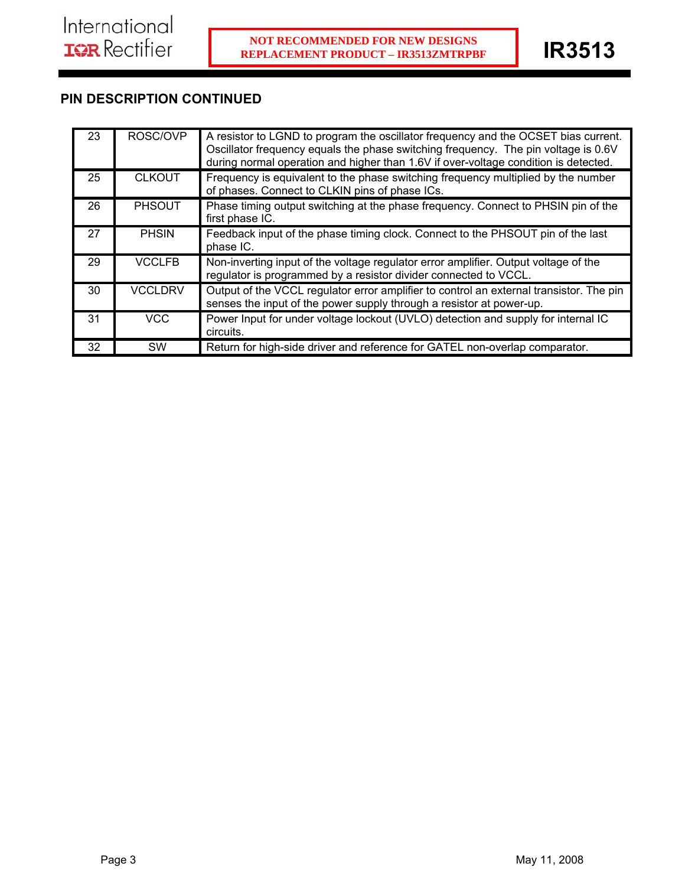## PIN DESCRIPTION CONTINUED

| | | |
|---|---|---|
| 23 | ROSC/OVP | A resistor to LGND to program the oscillator frequency and the OCSET bias current. Oscillator frequency equals the phase switching frequency. The pin voltage is 0.6V during normal operation and higher than 1.6V if over-voltage condition is detected. |
| 25 | CLKOUT | Frequency is equivalent to the phase switching frequency multiplied by the number of phases. Connect to CLKIN pins of phase ICs. |
| 26 | PHSOUT | Phase timing output switching at the phase frequency. Connect to PHSIN pin of the first phase IC. |
| 27 | PHSIN | Feedback input of the phase timing clock. Connect to the PHSOUT pin of the last phase IC. |
| 29 | VCCLFB | Non-inverting input of the voltage regulator error amplifier. Output voltage of the regulator is programmed by a resistor divider connected to VCCL. |
| 30 | VCCLDRV | Output of the VCCL regulator error amplifier to control an external transistor. The pin senses the input of the power supply through a resistor at power-up. |
| 31 | VCC | Power Input for under voltage lockout (UVLO) detection and supply for internal IC circuits. |
| 32 | SW | Return for high-side driver and reference for GATEL non-overlap comparator. |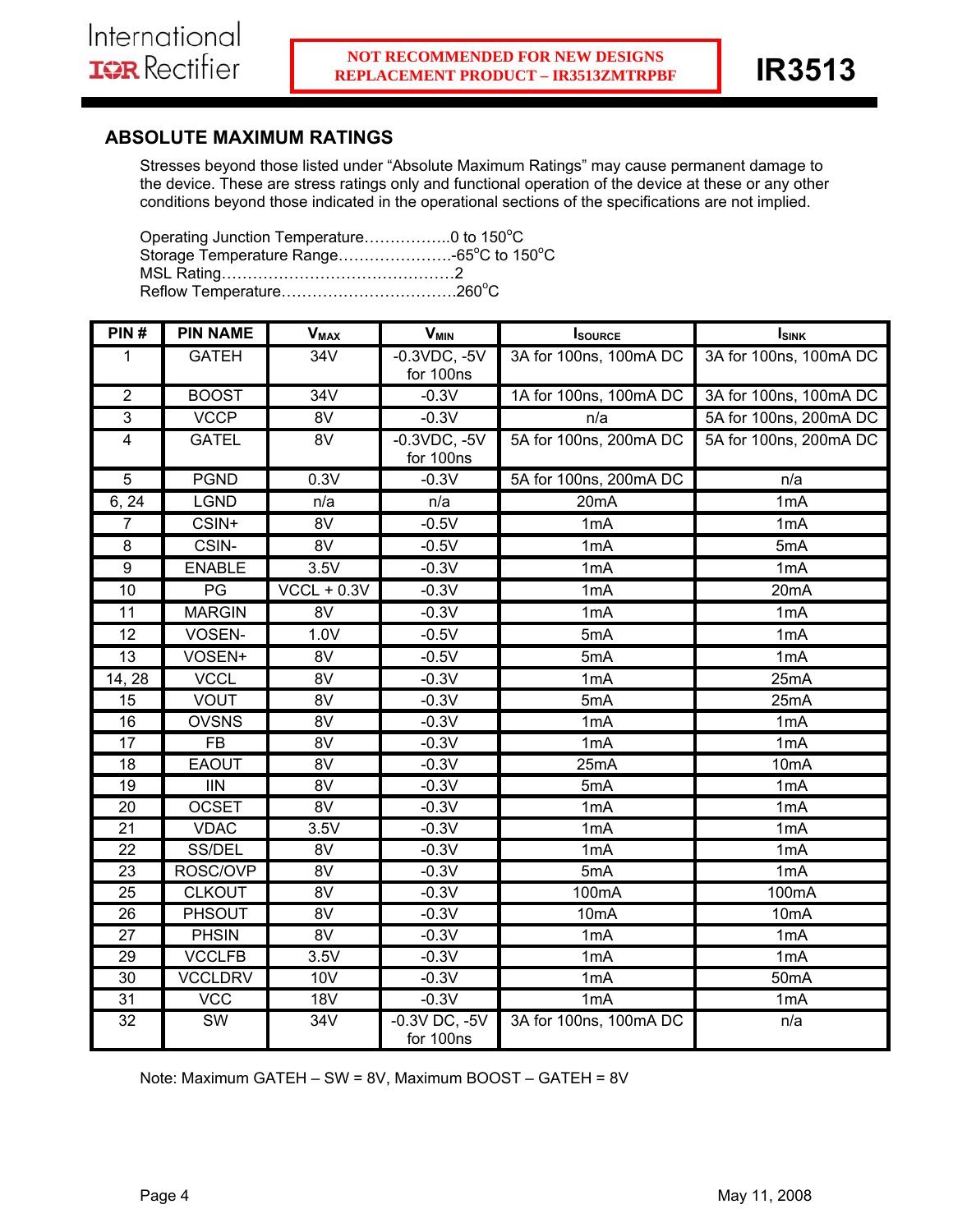NOT RECOMMENDED FOR NEW DESIGNS
REPLACEMENT PRODUCT – IR3513ZMTRPBF

## ABSOLUTE MAXIMUM RATINGS

Stresses beyond those listed under "Absolute Maximum Ratings" may cause permanent damage to the device. These are stress ratings only and functional operation of the device at these or any other conditions beyond those indicated in the operational sections of the specifications are not implied.

Operating Junction Temperature……………..0 to 150°C
Storage Temperature Range………………….-65°C to 150°C
MSL Rating………………………………………2
Reflow Temperature…………………………….260°C

| PIN # | PIN NAME | $V_{MAX}$ | $V_{MIN}$ | $I_{SOURCE}$ | $I_{SINK}$ |
|---|---|---|---|---|---|
| 1 | GATEH | 34V | -0.3VDC, -5V for 100ns | 3A for 100ns, 100mA DC | 3A for 100ns, 100mA DC |
| 2 | BOOST | 34V | -0.3V | 1A for 100ns, 100mA DC | 3A for 100ns, 100mA DC |
| 3 | VCCP | 8V | -0.3V | n/a | 5A for 100ns, 200mA DC |
| 4 | GATEL | 8V | -0.3VDC, -5V for 100ns | 5A for 100ns, 200mA DC | 5A for 100ns, 200mA DC |
| 5 | PGND | 0.3V | -0.3V | 5A for 100ns, 200mA DC | n/a |
| 6, 24 | LGND | n/a | n/a | 20mA | 1mA |
| 7 | CSIN+ | 8V | -0.5V | 1mA | 1mA |
| 8 | CSIN- | 8V | -0.5V | 1mA | 5mA |
| 9 | ENABLE | 3.5V | -0.3V | 1mA | 1mA |
| 10 | PG | VCCL + 0.3V | -0.3V | 1mA | 20mA |
| 11 | MARGIN | 8V | -0.3V | 1mA | 1mA |
| 12 | VOSEN- | 1.0V | -0.5V | 5mA | 1mA |
| 13 | VOSEN+ | 8V | -0.5V | 5mA | 1mA |
| 14, 28 | VCCL | 8V | -0.3V | 1mA | 25mA |
| 15 | VOUT | 8V | -0.3V | 5mA | 25mA |
| 16 | OVSNS | 8V | -0.3V | 1mA | 1mA |
| 17 | FB | 8V | -0.3V | 1mA | 1mA |
| 18 | EAOUT | 8V | -0.3V | 25mA | 10mA |
| 19 | IIN | 8V | -0.3V | 5mA | 1mA |
| 20 | OCSET | 8V | -0.3V | 1mA | 1mA |
| 21 | VDAC | 3.5V | -0.3V | 1mA | 1mA |
| 22 | SS/DEL | 8V | -0.3V | 1mA | 1mA |
| 23 | ROSC/OVP | 8V | -0.3V | 5mA | 1mA |
| 25 | CLKOUT | 8V | -0.3V | 100mA | 100mA |
| 26 | PHSOUT | 8V | -0.3V | 10mA | 10mA |
| 27 | PHSIN | 8V | -0.3V | 1mA | 1mA |
| 29 | VCCLFB | 3.5V | -0.3V | 1mA | 1mA |
| 30 | VCCLDRV | 10V | -0.3V | 1mA | 50mA |
| 31 | VCC | 18V | -0.3V | 1mA | 1mA |
| 32 | SW | 34V | -0.3V DC, -5V for 100ns | 3A for 100ns, 100mA DC | n/a |

Note: Maximum GATEH – SW = 8V, Maximum BOOST – GATEH = 8V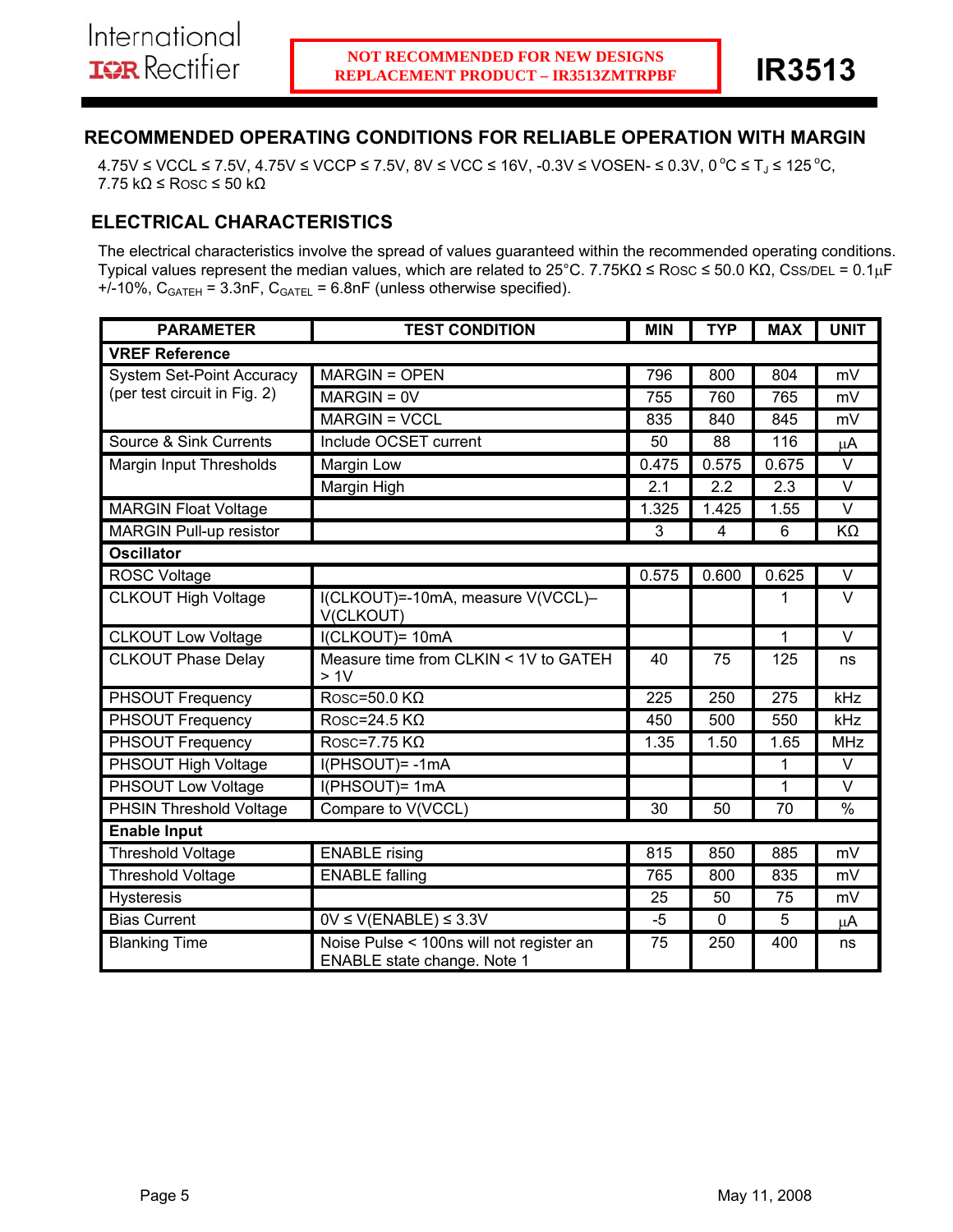NOT RECOMMENDED FOR NEW DESIGNS
REPLACEMENT PRODUCT – IR3513ZMTRPBF

## RECOMMENDED OPERATING CONDITIONS FOR RELIABLE OPERATION WITH MARGIN

4.75V ≤ VCCL ≤ 7.5V, 4.75V ≤ VCCP ≤ 7.5V, 8V ≤ VCC ≤ 16V, -0.3V ≤ VOSEN- ≤ 0.3V, 0 °C ≤ $T_J$ ≤ 125 °C, 7.75 kΩ ≤ ROSC ≤ 50 kΩ

## ELECTRICAL CHARACTERISTICS

The electrical characteristics involve the spread of values guaranteed within the recommended operating conditions. Typical values represent the median values, which are related to 25°C. 7.75KΩ ≤ ROSC ≤ 50.0 KΩ, CSS/DEL = 0.1µF +/-10%, $C_{GATEH}$ = 3.3nF, $C_{GATEL}$ = 6.8nF (unless otherwise specified).

| PARAMETER | TEST CONDITION | MIN | TYP | MAX | UNIT |
|---|---|---|---|---|---|
| **VREF Reference** | | | | | |
| System Set-Point Accuracy (per test circuit in Fig. 2) | MARGIN = OPEN | 796 | 800 | 804 | mV |
| | MARGIN = 0V | 755 | 760 | 765 | mV |
| | MARGIN = VCCL | 835 | 840 | 845 | mV |
| Source & Sink Currents | Include OCSET current | 50 | 88 | 116 | µA |
| Margin Input Thresholds | Margin Low | 0.475 | 0.575 | 0.675 | V |
| | Margin High | 2.1 | 2.2 | 2.3 | V |
| MARGIN Float Voltage | | 1.325 | 1.425 | 1.55 | V |
| MARGIN Pull-up resistor | | 3 | 4 | 6 | KΩ |
| **Oscillator** | | | | | |
| ROSC Voltage | | 0.575 | 0.600 | 0.625 | V |
| CLKOUT High Voltage | I(CLKOUT)=-10mA, measure V(VCCL)–V(CLKOUT) | | | 1 | V |
| CLKOUT Low Voltage | I(CLKOUT)= 10mA | | | 1 | V |
| CLKOUT Phase Delay | Measure time from CLKIN < 1V to GATEH > 1V | 40 | 75 | 125 | ns |
| PHSOUT Frequency | ROSC=50.0 KΩ | 225 | 250 | 275 | kHz |
| PHSOUT Frequency | ROSC=24.5 KΩ | 450 | 500 | 550 | kHz |
| PHSOUT Frequency | ROSC=7.75 KΩ | 1.35 | 1.50 | 1.65 | MHz |
| PHSOUT High Voltage | I(PHSOUT)= -1mA | | | 1 | V |
| PHSOUT Low Voltage | I(PHSOUT)= 1mA | | | 1 | V |
| PHSIN Threshold Voltage | Compare to V(VCCL) | 30 | 50 | 70 | % |
| **Enable Input** | | | | | |
| Threshold Voltage | ENABLE rising | 815 | 850 | 885 | mV |
| Threshold Voltage | ENABLE falling | 765 | 800 | 835 | mV |
| Hysteresis | | 25 | 50 | 75 | mV |
| Bias Current | 0V ≤ V(ENABLE) ≤ 3.3V | -5 | 0 | 5 | µA |
| Blanking Time | Noise Pulse < 100ns will not register an ENABLE state change. Note 1 | 75 | 250 | 400 | ns |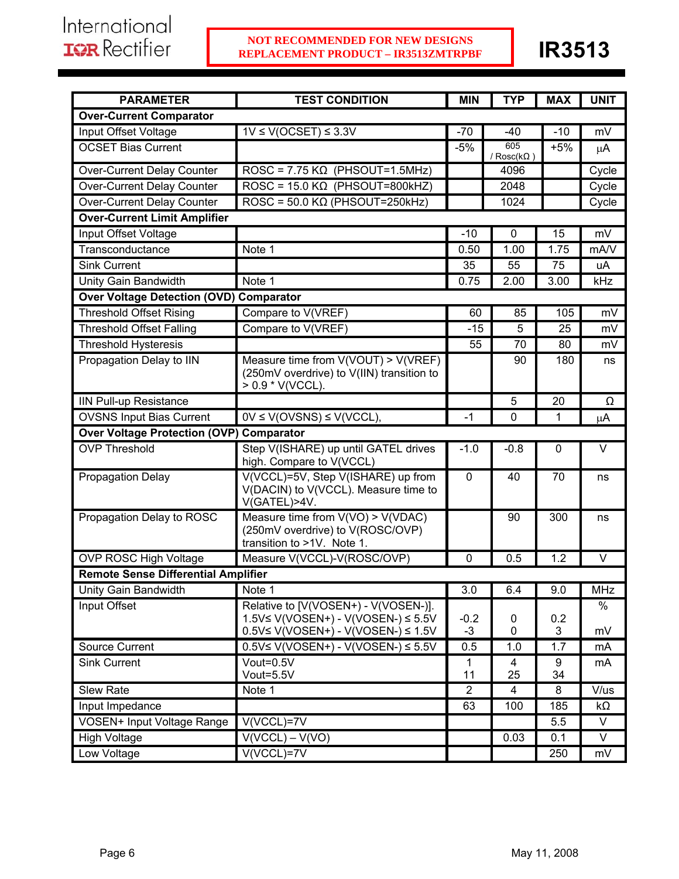NOT RECOMMENDED FOR NEW DESIGNS
REPLACEMENT PRODUCT – IR3513ZMTRPBF

| PARAMETER | TEST CONDITION | MIN | TYP | MAX | UNIT |
|---|---|---|---|---|---|
| **Over-Current Comparator** | | | | | |
| Input Offset Voltage | 1V ≤ V(OCSET) ≤ 3.3V | -70 | -40 | -10 | mV |
| OCSET Bias Current | | -5% | 605 / Rosc(kΩ ) | +5% | μA |
| Over-Current Delay Counter | ROSC = 7.75 KΩ (PHSOUT=1.5MHz) | | 4096 | | Cycle |
| Over-Current Delay Counter | ROSC = 15.0 KΩ (PHSOUT=800kHZ) | | 2048 | | Cycle |
| Over-Current Delay Counter | ROSC = 50.0 KΩ (PHSOUT=250kHz) | | 1024 | | Cycle |
| **Over-Current Limit Amplifier** | | | | | |
| Input Offset Voltage | | -10 | 0 | 15 | mV |
| Transconductance | Note 1 | 0.50 | 1.00 | 1.75 | mA/V |
| Sink Current | | 35 | 55 | 75 | uA |
| Unity Gain Bandwidth | Note 1 | 0.75 | 2.00 | 3.00 | kHz |
| **Over Voltage Detection (OVD) Comparator** | | | | | |
| Threshold Offset Rising | Compare to V(VREF) | 60 | 85 | 105 | mV |
| Threshold Offset Falling | Compare to V(VREF) | -15 | 5 | 25 | mV |
| Threshold Hysteresis | | 55 | 70 | 80 | mV |
| Propagation Delay to IIN | Measure time from V(VOUT) > V(VREF) (250mV overdrive) to V(IIN) transition to > 0.9 * V(VCCL). | | 90 | 180 | ns |
| IIN Pull-up Resistance | | | 5 | 20 | Ω |
| OVSNS Input Bias Current | 0V ≤ V(OVSNS) ≤ V(VCCL), | -1 | 0 | 1 | μA |
| **Over Voltage Protection (OVP) Comparator** | | | | | |
| OVP Threshold | Step V(ISHARE) up until GATEL drives high. Compare to V(VCCL) | -1.0 | -0.8 | 0 | V |
| Propagation Delay | V(VCCL)=5V, Step V(ISHARE) up from V(DACIN) to V(VCCL). Measure time to V(GATEL)>4V. | 0 | 40 | 70 | ns |
| Propagation Delay to ROSC | Measure time from V(VO) > V(VDAC) (250mV overdrive) to V(ROSC/OVP) transition to >1V. Note 1. | | 90 | 300 | ns |
| OVP ROSC High Voltage | Measure V(VCCL)-V(ROSC/OVP) | 0 | 0.5 | 1.2 | V |
| **Remote Sense Differential Amplifier** | | | | | |
| Unity Gain Bandwidth | Note 1 | 3.0 | 6.4 | 9.0 | MHz |
| Input Offset | Relative to [V(VOSEN+) - V(VOSEN-)]. 1.5V≤ V(VOSEN+) - V(VOSEN-) ≤ 5.5V 0.5V≤ V(VOSEN+) - V(VOSEN-) ≤ 1.5V | -0.2 -3 | 0 0 | 0.2 3 | % mV |
| Source Current | 0.5V≤ V(VOSEN+) - V(VOSEN-) ≤ 5.5V | 0.5 | 1.0 | 1.7 | mA |
| Sink Current | Vout=0.5V Vout=5.5V | 1 11 | 4 25 | 9 34 | mA |
| Slew Rate | Note 1 | 2 | 4 | 8 | V/us |
| Input Impedance | | 63 | 100 | 185 | kΩ |
| VOSEN+ Input Voltage Range | V(VCCL)=7V | | | 5.5 | V |
| High Voltage | V(VCCL) – V(VO) | | 0.03 | 0.1 | V |
| Low Voltage | V(VCCL)=7V | | | 250 | mV |

May 11, 2008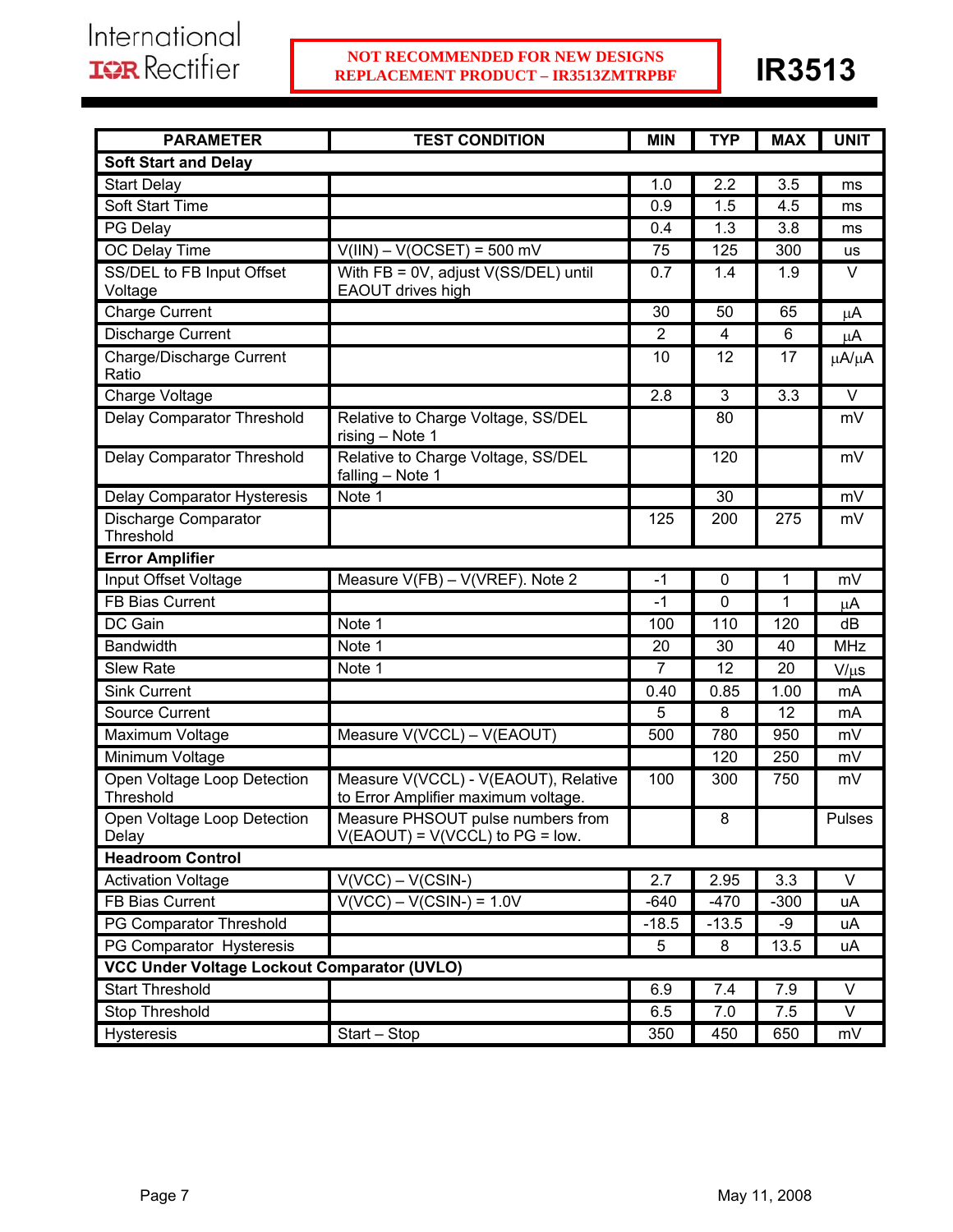NOT RECOMMENDED FOR NEW DESIGNS
REPLACEMENT PRODUCT – IR3513ZMTRPBF

| PARAMETER | TEST CONDITION | MIN | TYP | MAX | UNIT |
|---|---|---|---|---|---|
| **Soft Start and Delay** | | | | | |
| Start Delay | | 1.0 | 2.2 | 3.5 | ms |
| Soft Start Time | | 0.9 | 1.5 | 4.5 | ms |
| PG Delay | | 0.4 | 1.3 | 3.8 | ms |
| OC Delay Time | V(IIN) – V(OCSET) = 500 mV | 75 | 125 | 300 | us |
| SS/DEL to FB Input Offset Voltage | With FB = 0V, adjust V(SS/DEL) until EAOUT drives high | 0.7 | 1.4 | 1.9 | V |
| Charge Current | | 30 | 50 | 65 | μA |
| Discharge Current | | 2 | 4 | 6 | μA |
| Charge/Discharge Current Ratio | | 10 | 12 | 17 | μA/μA |
| Charge Voltage | | 2.8 | 3 | 3.3 | V |
| Delay Comparator Threshold | Relative to Charge Voltage, SS/DEL rising – Note 1 | | 80 | | mV |
| Delay Comparator Threshold | Relative to Charge Voltage, SS/DEL falling – Note 1 | | 120 | | mV |
| Delay Comparator Hysteresis | Note 1 | | 30 | | mV |
| Discharge Comparator Threshold | | 125 | 200 | 275 | mV |
| **Error Amplifier** | | | | | |
| Input Offset Voltage | Measure V(FB) – V(VREF). Note 2 | -1 | 0 | 1 | mV |
| FB Bias Current | | -1 | 0 | 1 | μA |
| DC Gain | Note 1 | 100 | 110 | 120 | dB |
| Bandwidth | Note 1 | 20 | 30 | 40 | MHz |
| Slew Rate | Note 1 | 7 | 12 | 20 | V/μs |
| Sink Current | | 0.40 | 0.85 | 1.00 | mA |
| Source Current | | 5 | 8 | 12 | mA |
| Maximum Voltage | Measure V(VCCL) – V(EAOUT) | 500 | 780 | 950 | mV |
| Minimum Voltage | | | 120 | 250 | mV |
| Open Voltage Loop Detection Threshold | Measure V(VCCL) - V(EAOUT), Relative to Error Amplifier maximum voltage. | 100 | 300 | 750 | mV |
| Open Voltage Loop Detection Delay | Measure PHSOUT pulse numbers from V(EAOUT) = V(VCCL) to PG = low. | | 8 | | Pulses |
| **Headroom Control** | | | | | |
| Activation Voltage | V(VCC) – V(CSIN-) | 2.7 | 2.95 | 3.3 | V |
| FB Bias Current | V(VCC) – V(CSIN-) = 1.0V | -640 | -470 | -300 | uA |
| PG Comparator Threshold | | -18.5 | -13.5 | -9 | uA |
| PG Comparator Hysteresis | | 5 | 8 | 13.5 | uA |
| **VCC Under Voltage Lockout Comparator (UVLO)** | | | | | |
| Start Threshold | | 6.9 | 7.4 | 7.9 | V |
| Stop Threshold | | 6.5 | 7.0 | 7.5 | V |
| Hysteresis | Start – Stop | 350 | 450 | 650 | mV |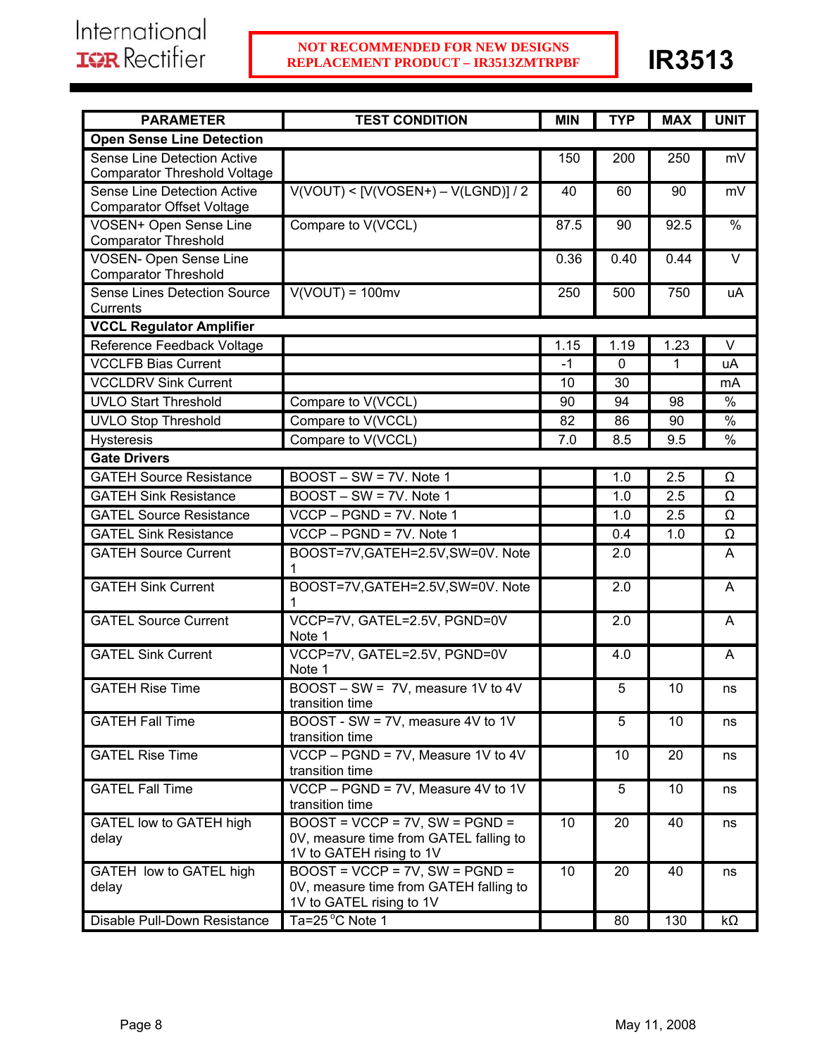**NOT RECOMMENDED FOR NEW DESIGNS**
**REPLACEMENT PRODUCT – IR3513ZMTRPBF**

| PARAMETER | TEST CONDITION | MIN | TYP | MAX | UNIT |
|---|---|---|---|---|---|
| **Open Sense Line Detection** | | | | | |
| Sense Line Detection Active Comparator Threshold Voltage | | 150 | 200 | 250 | mV |
| Sense Line Detection Active Comparator Offset Voltage | V(VOUT) < [V(VOSEN+) – V(LGND)] / 2 | 40 | 60 | 90 | mV |
| VOSEN+ Open Sense Line Comparator Threshold | Compare to V(VCCL) | 87.5 | 90 | 92.5 | % |
| VOSEN- Open Sense Line Comparator Threshold | | 0.36 | 0.40 | 0.44 | V |
| Sense Lines Detection Source Currents | V(VOUT) = 100mv | 250 | 500 | 750 | uA |
| **VCCL Regulator Amplifier** | | | | | |
| Reference Feedback Voltage | | 1.15 | 1.19 | 1.23 | V |
| VCCLFB Bias Current | | -1 | 0 | 1 | uA |
| VCCLDRV Sink Current | | 10 | 30 | | mA |
| UVLO Start Threshold | Compare to V(VCCL) | 90 | 94 | 98 | % |
| UVLO Stop Threshold | Compare to V(VCCL) | 82 | 86 | 90 | % |
| Hysteresis | Compare to V(VCCL) | 7.0 | 8.5 | 9.5 | % |
| **Gate Drivers** | | | | | |
| GATEH Source Resistance | BOOST – SW = 7V. Note 1 | | 1.0 | 2.5 | Ω |
| GATEH Sink Resistance | BOOST – SW = 7V. Note 1 | | 1.0 | 2.5 | Ω |
| GATEL Source Resistance | VCCP – PGND = 7V. Note 1 | | 1.0 | 2.5 | Ω |
| GATEL Sink Resistance | VCCP – PGND = 7V. Note 1 | | 0.4 | 1.0 | Ω |
| GATEH Source Current | BOOST=7V,GATEH=2.5V,SW=0V. Note 1 | | 2.0 | | A |
| GATEH Sink Current | BOOST=7V,GATEH=2.5V,SW=0V. Note 1 | | 2.0 | | A |
| GATEL Source Current | VCCP=7V, GATEL=2.5V, PGND=0V Note 1 | | 2.0 | | A |
| GATEL Sink Current | VCCP=7V, GATEL=2.5V, PGND=0V Note 1 | | 4.0 | | A |
| GATEH Rise Time | BOOST – SW = 7V, measure 1V to 4V transition time | | 5 | 10 | ns |
| GATEH Fall Time | BOOST - SW = 7V, measure 4V to 1V transition time | | 5 | 10 | ns |
| GATEL Rise Time | VCCP – PGND = 7V, Measure 1V to 4V transition time | | 10 | 20 | ns |
| GATEL Fall Time | VCCP – PGND = 7V, Measure 4V to 1V transition time | | 5 | 10 | ns |
| GATEL low to GATEH high delay | BOOST = VCCP = 7V, SW = PGND = 0V, measure time from GATEL falling to 1V to GATEH rising to 1V | 10 | 20 | 40 | ns |
| GATEH low to GATEL high delay | BOOST = VCCP = 7V, SW = PGND = 0V, measure time from GATEH falling to 1V to GATEL rising to 1V | 10 | 20 | 40 | ns |
| Disable Pull-Down Resistance | Ta=25°C Note 1 | | 80 | 130 | kΩ |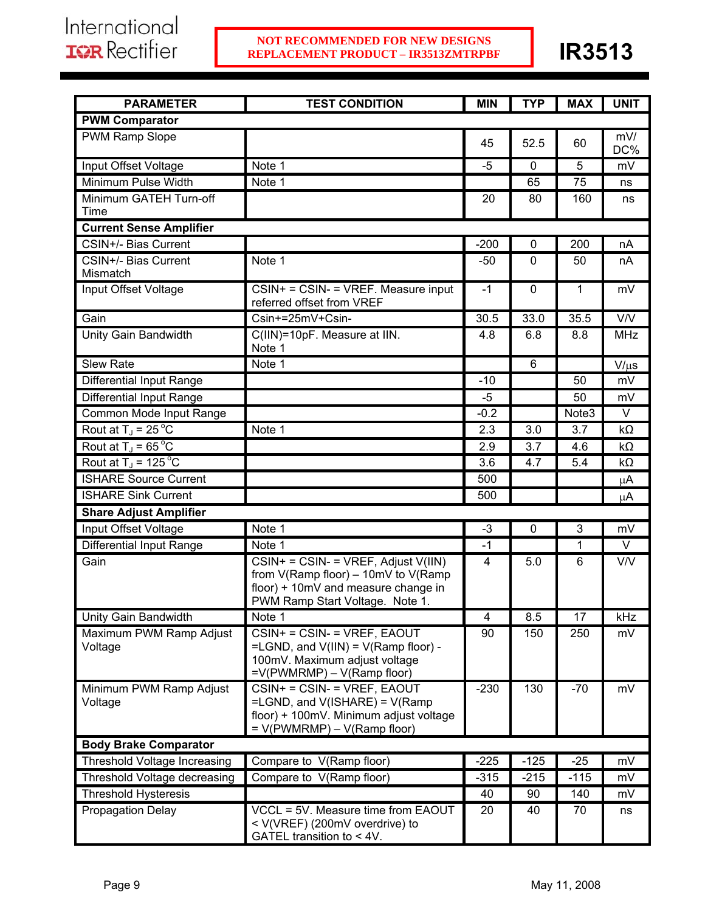| PARAMETER | TEST CONDITION | MIN | TYP | MAX | UNIT |
|---|---|---|---|---|---|
| **PWM Comparator** | | | | | |
| PWM Ramp Slope | | 45 | 52.5 | 60 | mV/ DC% |
| Input Offset Voltage | Note 1 | -5 | 0 | 5 | mV |
| Minimum Pulse Width | Note 1 | | 65 | 75 | ns |
| Minimum GATEH Turn-off Time | | 20 | 80 | 160 | ns |
| **Current Sense Amplifier** | | | | | |
| CSIN+/- Bias Current | | -200 | 0 | 200 | nA |
| CSIN+/- Bias Current Mismatch | Note 1 | -50 | 0 | 50 | nA |
| Input Offset Voltage | CSIN+ = CSIN- = VREF. Measure input referred offset from VREF | -1 | 0 | 1 | mV |
| Gain | Csin+=25mV+Csin- | 30.5 | 33.0 | 35.5 | V/V |
| Unity Gain Bandwidth | C(IIN)=10pF. Measure at IIN. Note 1 | 4.8 | 6.8 | 8.8 | MHz |
| Slew Rate | Note 1 | | 6 | | V/μs |
| Differential Input Range | | -10 | | 50 | mV |
| Differential Input Range | | -5 | | 50 | mV |
| Common Mode Input Range | | -0.2 | | Note3 | V |
| Rout at $T_J$ = 25°C | Note 1 | 2.3 | 3.0 | 3.7 | kΩ |
| Rout at $T_J$ = 65°C | | 2.9 | 3.7 | 4.6 | kΩ |
| Rout at $T_J$ = 125°C | | 3.6 | 4.7 | 5.4 | kΩ |
| ISHARE Source Current | | 500 | | | μA |
| ISHARE Sink Current | | 500 | | | μA |
| **Share Adjust Amplifier** | | | | | |
| Input Offset Voltage | Note 1 | -3 | 0 | 3 | mV |
| Differential Input Range | Note 1 | -1 | | 1 | V |
| Gain | CSIN+ = CSIN- = VREF, Adjust V(IIN) from V(Ramp floor) – 10mV to V(Ramp floor) + 10mV and measure change in PWM Ramp Start Voltage. Note 1. | 4 | 5.0 | 6 | V/V |
| Unity Gain Bandwidth | Note 1 | 4 | 8.5 | 17 | kHz |
| Maximum PWM Ramp Adjust Voltage | CSIN+ = CSIN- = VREF, EAOUT =LGND, and V(IIN) = V(Ramp floor) - 100mV. Maximum adjust voltage =V(PWMRMP) – V(Ramp floor) | 90 | 150 | 250 | mV |
| Minimum PWM Ramp Adjust Voltage | CSIN+ = CSIN- = VREF, EAOUT =LGND, and V(ISHARE) = V(Ramp floor) + 100mV. Minimum adjust voltage = V(PWMRMP) – V(Ramp floor) | -230 | 130 | -70 | mV |
| **Body Brake Comparator** | | | | | |
| Threshold Voltage Increasing | Compare to V(Ramp floor) | -225 | -125 | -25 | mV |
| Threshold Voltage decreasing | Compare to V(Ramp floor) | -315 | -215 | -115 | mV |
| Threshold Hysteresis | | 40 | 90 | 140 | mV |
| Propagation Delay | VCCL = 5V. Measure time from EAOUT < V(VREF) (200mV overdrive) to GATEL transition to < 4V. | 20 | 40 | 70 | ns |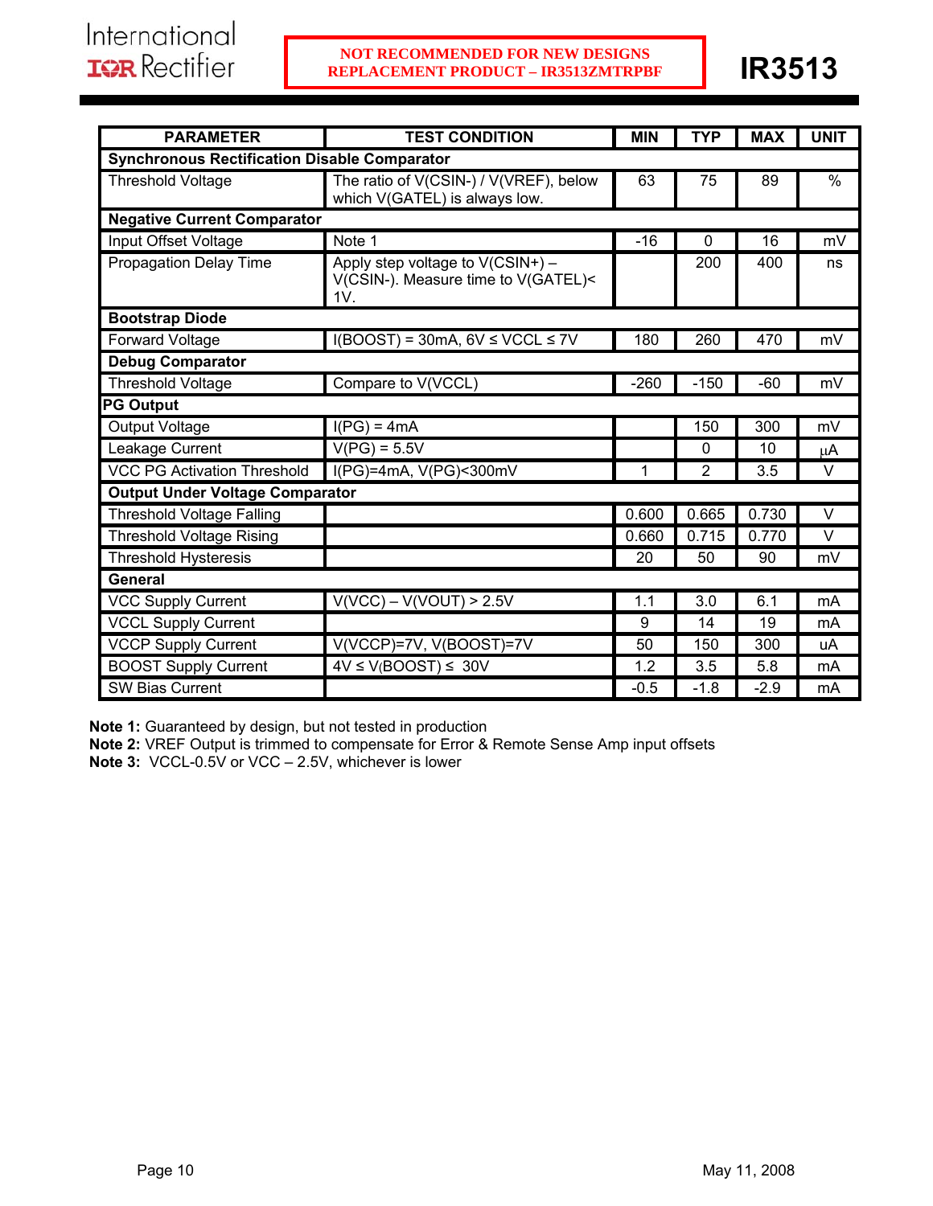**NOT RECOMMENDED FOR NEW DESIGNS**
**REPLACEMENT PRODUCT – IR3513ZMTRPBF**

| PARAMETER | TEST CONDITION | MIN | TYP | MAX | UNIT |
|---|---|---|---|---|---|
| **Synchronous Rectification Disable Comparator** | | | | | |
| Threshold Voltage | The ratio of V(CSIN-) / V(VREF), below which V(GATEL) is always low. | 63 | 75 | 89 | % |
| **Negative Current Comparator** | | | | | |
| Input Offset Voltage | Note 1 | -16 | 0 | 16 | mV |
| Propagation Delay Time | Apply step voltage to V(CSIN+) – V(CSIN-). Measure time to V(GATEL)< 1V. | | 200 | 400 | ns |
| **Bootstrap Diode** | | | | | |
| Forward Voltage | I(BOOST) = 30mA, 6V ≤ VCCL ≤ 7V | 180 | 260 | 470 | mV |
| **Debug Comparator** | | | | | |
| Threshold Voltage | Compare to V(VCCL) | -260 | -150 | -60 | mV |
| **PG Output** | | | | | |
| Output Voltage | I(PG) = 4mA | | 150 | 300 | mV |
| Leakage Current | V(PG) = 5.5V | | 0 | 10 | μA |
| VCC PG Activation Threshold | I(PG)=4mA, V(PG)<300mV | 1 | 2 | 3.5 | V |
| **Output Under Voltage Comparator** | | | | | |
| Threshold Voltage Falling | | 0.600 | 0.665 | 0.730 | V |
| Threshold Voltage Rising | | 0.660 | 0.715 | 0.770 | V |
| Threshold Hysteresis | | 20 | 50 | 90 | mV |
| **General** | | | | | |
| VCC Supply Current | V(VCC) – V(VOUT) > 2.5V | 1.1 | 3.0 | 6.1 | mA |
| VCCL Supply Current | | 9 | 14 | 19 | mA |
| VCCP Supply Current | V(VCCP)=7V, V(BOOST)=7V | 50 | 150 | 300 | uA |
| BOOST Supply Current | 4V ≤ V(BOOST) ≤ 30V | 1.2 | 3.5 | 5.8 | mA |
| SW Bias Current | | -0.5 | -1.8 | -2.9 | mA |

**Note 1:** Guaranteed by design, but not tested in production
**Note 2:** VREF Output is trimmed to compensate for Error & Remote Sense Amp input offsets
**Note 3:** VCCL-0.5V or VCC – 2.5V, whichever is lower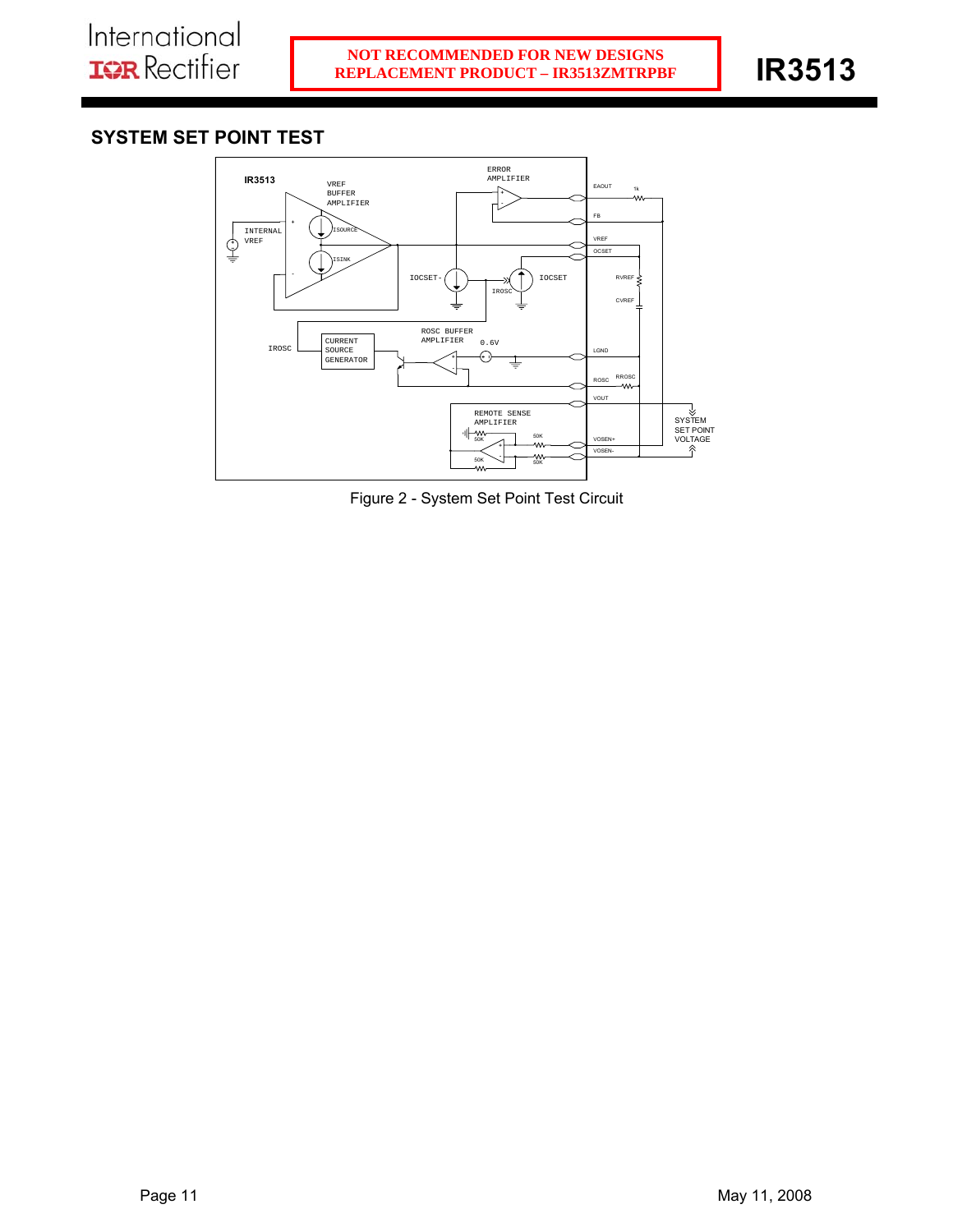## SYSTEM SET POINT TEST

Figure 2 - System Set Point Test Circuit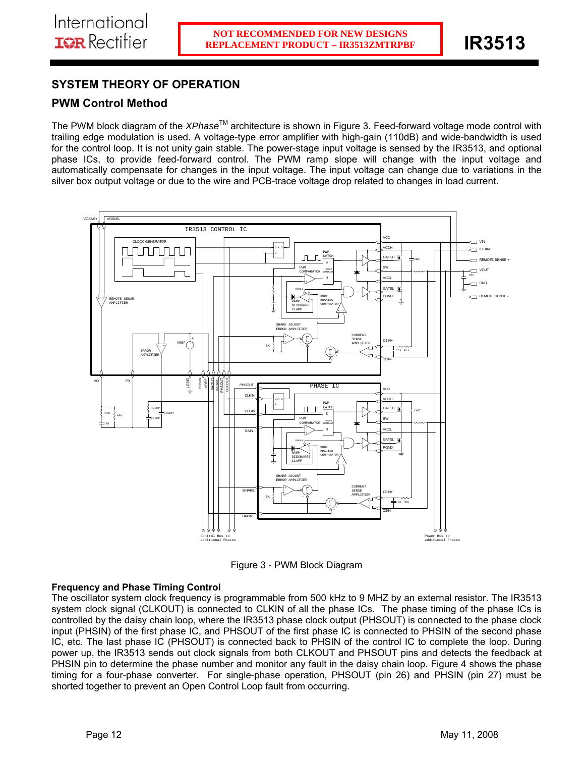## SYSTEM THEORY OF OPERATION

### PWM Control Method

The PWM block diagram of the *XPhase*TM architecture is shown in Figure 3. Feed-forward voltage mode control with trailing edge modulation is used. A voltage-type error amplifier with high-gain (110dB) and wide-bandwidth is used for the control loop. It is not unity gain stable. The power-stage input voltage is sensed by the IR3513, and optional phase ICs, to provide feed-forward control. The PWM ramp slope will change with the input voltage and automatically compensate for changes in the input voltage. The input voltage can change due to variations in the silver box output voltage or due to the wire and PCB-trace voltage drop related to changes in load current.

Figure 3 - PWM Block Diagram

### Frequency and Phase Timing Control

The oscillator system clock frequency is programmable from 500 kHz to 9 MHZ by an external resistor. The IR3513 system clock signal (CLKOUT) is connected to CLKIN of all the phase ICs. The phase timing of the phase ICs is controlled by the daisy chain loop, where the IR3513 phase clock output (PHSOUT) is connected to the phase clock input (PHSIN) of the first phase IC, and PHSOUT of the first phase IC is connected to PHSIN of the second phase IC, etc. The last phase IC (PHSOUT) is connected back to PHSIN of the control IC to complete the loop. During power up, the IR3513 sends out clock signals from both CLKOUT and PHSOUT pins and detects the feedback at PHSIN pin to determine the phase number and monitor any fault in the daisy chain loop. Figure 4 shows the phase timing for a four-phase converter. For single-phase operation, PHSOUT (pin 26) and PHSIN (pin 27) must be shorted together to prevent an Open Control Loop fault from occurring.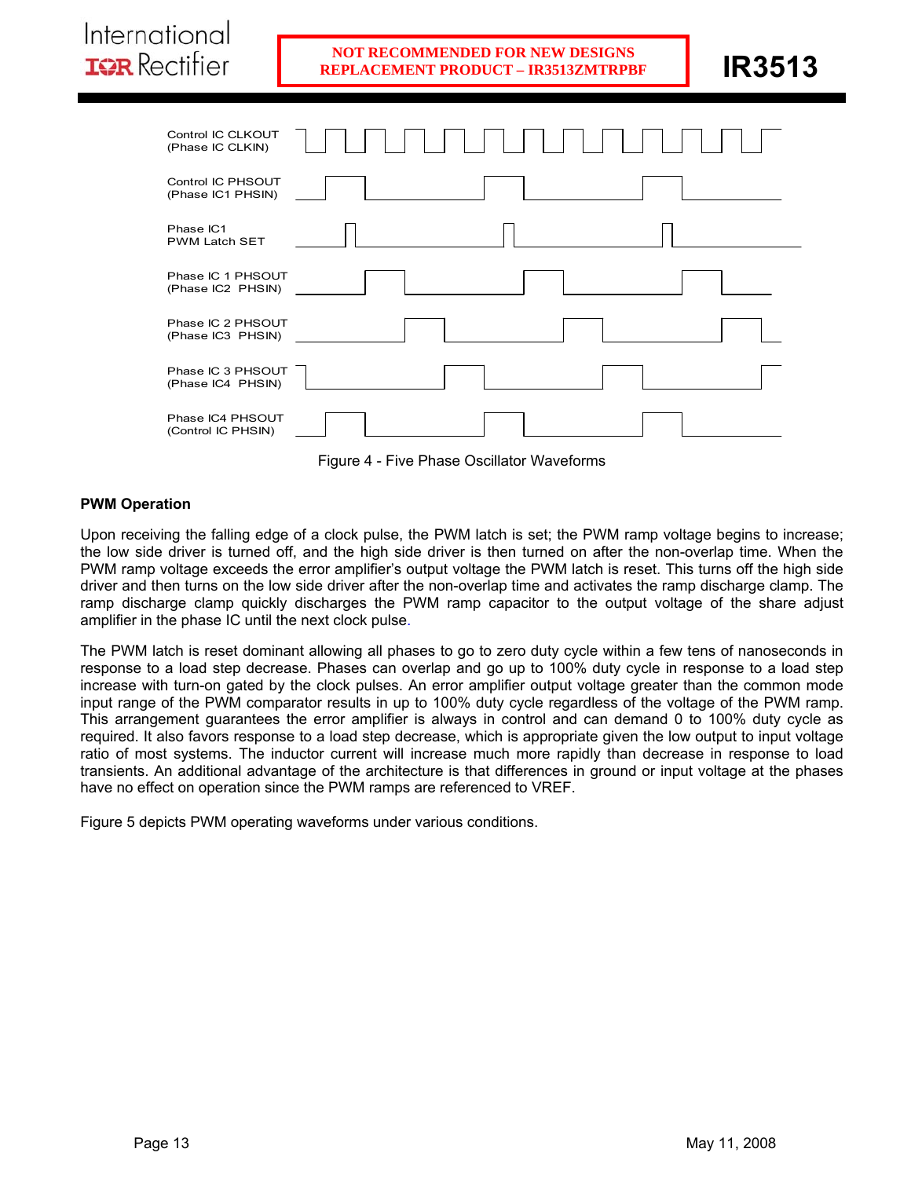Control IC CLKOUT (Phase IC CLKIN)

Control IC PHSOUT (Phase IC1 PHSIN)

Phase IC1 PWM Latch SET

Phase IC 1 PHSOUT (Phase IC2 PHSIN)

Phase IC 2 PHSOUT (Phase IC3 PHSIN)

Phase IC 3 PHSOUT (Phase IC4 PHSIN)

Phase IC4 PHSOUT (Control IC PHSIN)

Figure 4 - Five Phase Oscillator Waveforms

### PWM Operation

Upon receiving the falling edge of a clock pulse, the PWM latch is set; the PWM ramp voltage begins to increase; the low side driver is turned off, and the high side driver is then turned on after the non-overlap time. When the PWM ramp voltage exceeds the error amplifier's output voltage the PWM latch is reset. This turns off the high side driver and then turns on the low side driver after the non-overlap time and activates the ramp discharge clamp. The ramp discharge clamp quickly discharges the PWM ramp capacitor to the output voltage of the share adjust amplifier in the phase IC until the next clock pulse.

The PWM latch is reset dominant allowing all phases to go to zero duty cycle within a few tens of nanoseconds in response to a load step decrease. Phases can overlap and go up to 100% duty cycle in response to a load step increase with turn-on gated by the clock pulses. An error amplifier output voltage greater than the common mode input range of the PWM comparator results in up to 100% duty cycle regardless of the voltage of the PWM ramp. This arrangement guarantees the error amplifier is always in control and can demand 0 to 100% duty cycle as required. It also favors response to a load step decrease, which is appropriate given the low output to input voltage ratio of most systems. The inductor current will increase much more rapidly than decrease in response to load transients. An additional advantage of the architecture is that differences in ground or input voltage at the phases have no effect on operation since the PWM ramps are referenced to VREF.

Figure 5 depicts PWM operating waveforms under various conditions.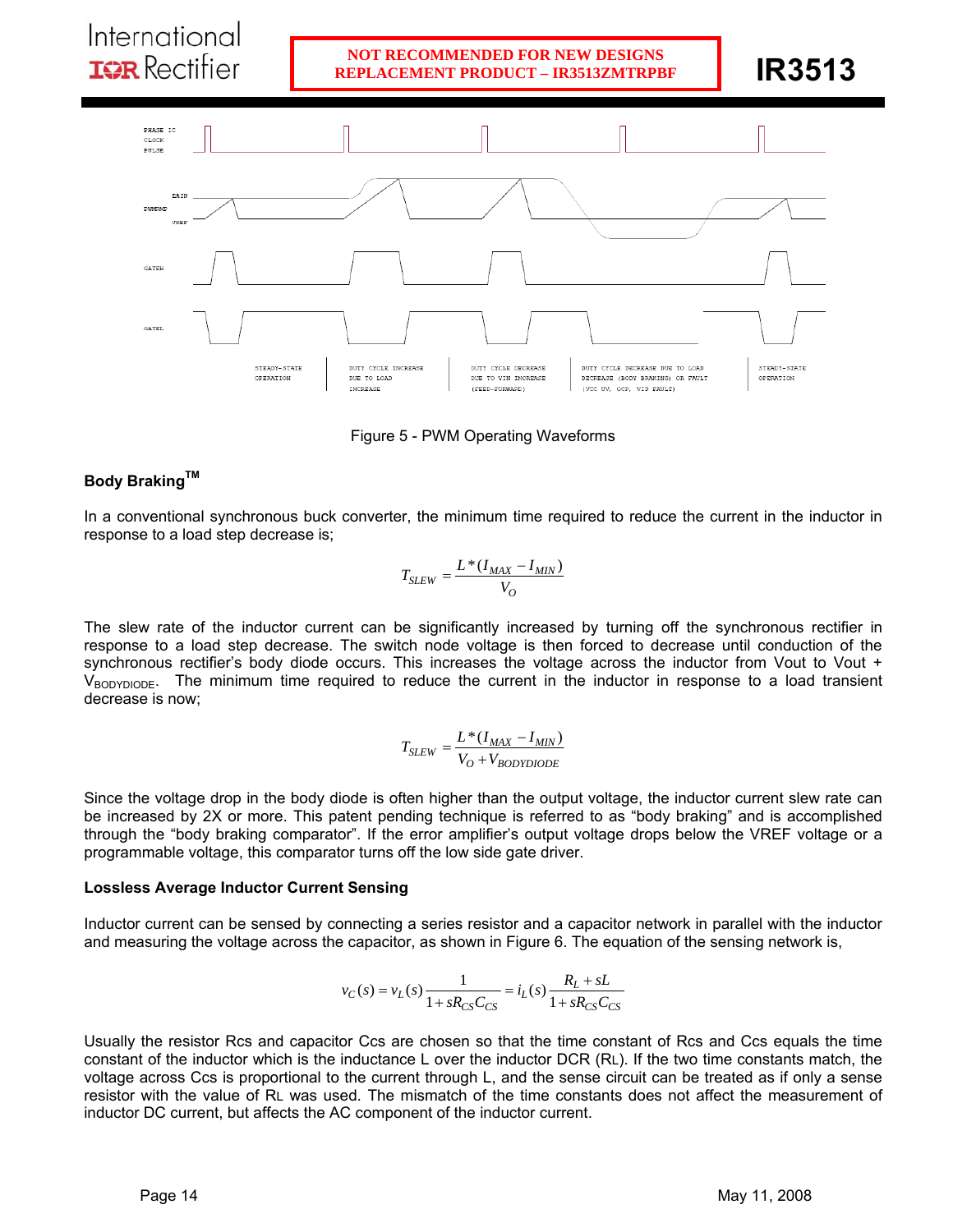Figure 5 - PWM Operating Waveforms

### Body Braking[TM]

In a conventional synchronous buck converter, the minimum time required to reduce the current in the inductor in response to a load step decrease is;

$$T_{SLEW} = \frac{L*(I_{MAX} - I_{MIN})}{V_O}$$

The slew rate of the inductor current can be significantly increased by turning off the synchronous rectifier in response to a load step decrease. The switch node voltage is then forced to decrease until conduction of the synchronous rectifier's body diode occurs. This increases the voltage across the inductor from Vout to Vout + $V_{BODYDIODE}$. The minimum time required to reduce the current in the inductor in response to a load transient decrease is now;

$$T_{SLEW} = \frac{L*(I_{MAX} - I_{MIN})}{V_O + V_{BODYDIODE}}$$

Since the voltage drop in the body diode is often higher than the output voltage, the inductor current slew rate can be increased by 2X or more. This patent pending technique is referred to as "body braking" and is accomplished through the "body braking comparator". If the error amplifier's output voltage drops below the VREF voltage or a programmable voltage, this comparator turns off the low side gate driver.

### Lossless Average Inductor Current Sensing

Inductor current can be sensed by connecting a series resistor and a capacitor network in parallel with the inductor and measuring the voltage across the capacitor, as shown in Figure 6. The equation of the sensing network is,

$$v_C(s) = v_L(s)\frac{1}{1 + sR_{CS}C_{CS}} = i_L(s)\frac{R_L + sL}{1 + sR_{CS}C_{CS}}$$

Usually the resistor Rcs and capacitor Ccs are chosen so that the time constant of Rcs and Ccs equals the time constant of the inductor which is the inductance L over the inductor DCR ($R_L$). If the two time constants match, the voltage across Ccs is proportional to the current through L, and the sense circuit can be treated as if only a sense resistor with the value of $R_L$ was used. The mismatch of the time constants does not affect the measurement of inductor DC current, but affects the AC component of the inductor current.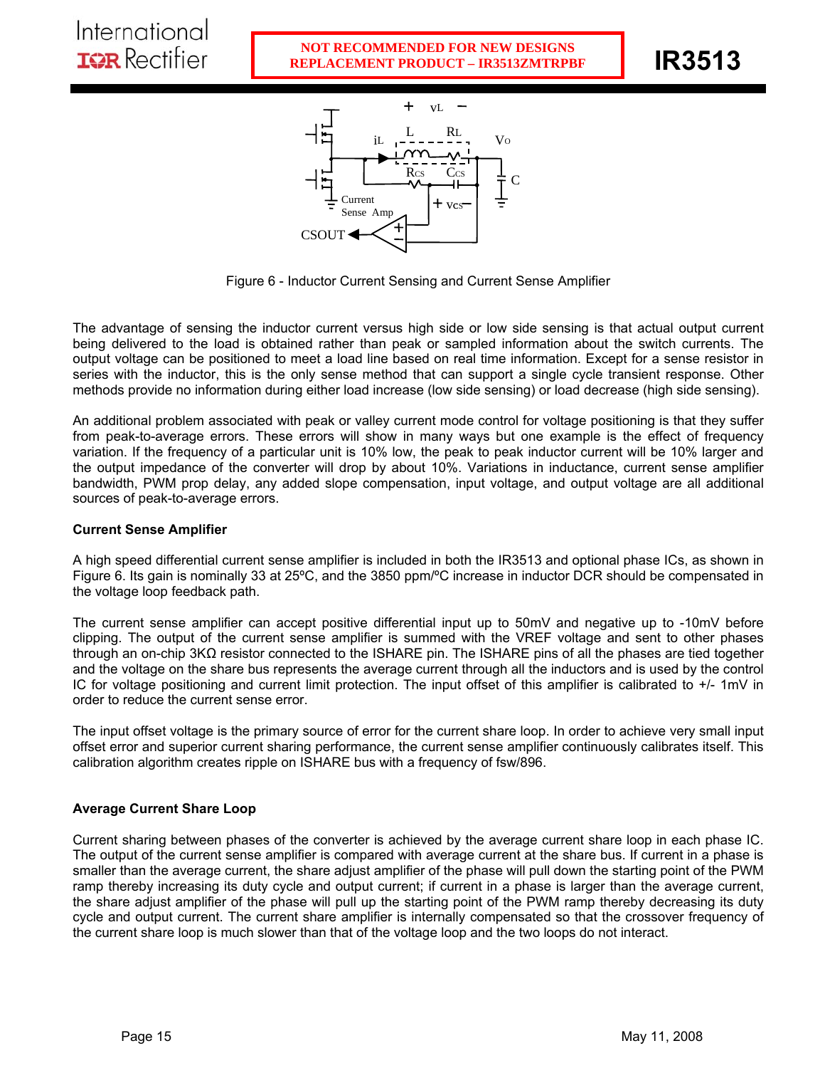Figure 6 - Inductor Current Sensing and Current Sense Amplifier

The advantage of sensing the inductor current versus high side or low side sensing is that actual output current being delivered to the load is obtained rather than peak or sampled information about the switch currents. The output voltage can be positioned to meet a load line based on real time information. Except for a sense resistor in series with the inductor, this is the only sense method that can support a single cycle transient response. Other methods provide no information during either load increase (low side sensing) or load decrease (high side sensing).

An additional problem associated with peak or valley current mode control for voltage positioning is that they suffer from peak-to-average errors. These errors will show in many ways but one example is the effect of frequency variation. If the frequency of a particular unit is 10% low, the peak to peak inductor current will be 10% larger and the output impedance of the converter will drop by about 10%. Variations in inductance, current sense amplifier bandwidth, PWM prop delay, any added slope compensation, input voltage, and output voltage are all additional sources of peak-to-average errors.

**Current Sense Amplifier**

A high speed differential current sense amplifier is included in both the IR3513 and optional phase ICs, as shown in Figure 6. Its gain is nominally 33 at 25ºC, and the 3850 ppm/ºC increase in inductor DCR should be compensated in the voltage loop feedback path.

The current sense amplifier can accept positive differential input up to 50mV and negative up to -10mV before clipping. The output of the current sense amplifier is summed with the VREF voltage and sent to other phases through an on-chip 3KΩ resistor connected to the ISHARE pin. The ISHARE pins of all the phases are tied together and the voltage on the share bus represents the average current through all the inductors and is used by the control IC for voltage positioning and current limit protection. The input offset of this amplifier is calibrated to +/- 1mV in order to reduce the current sense error.

The input offset voltage is the primary source of error for the current share loop. In order to achieve very small input offset error and superior current sharing performance, the current sense amplifier continuously calibrates itself. This calibration algorithm creates ripple on ISHARE bus with a frequency of fsw/896.

**Average Current Share Loop**

Current sharing between phases of the converter is achieved by the average current share loop in each phase IC. The output of the current sense amplifier is compared with average current at the share bus. If current in a phase is smaller than the average current, the share adjust amplifier of the phase will pull down the starting point of the PWM ramp thereby increasing its duty cycle and output current; if current in a phase is larger than the average current, the share adjust amplifier of the phase will pull up the starting point of the PWM ramp thereby decreasing its duty cycle and output current. The current share amplifier is internally compensated so that the crossover frequency of the current share loop is much slower than that of the voltage loop and the two loops do not interact.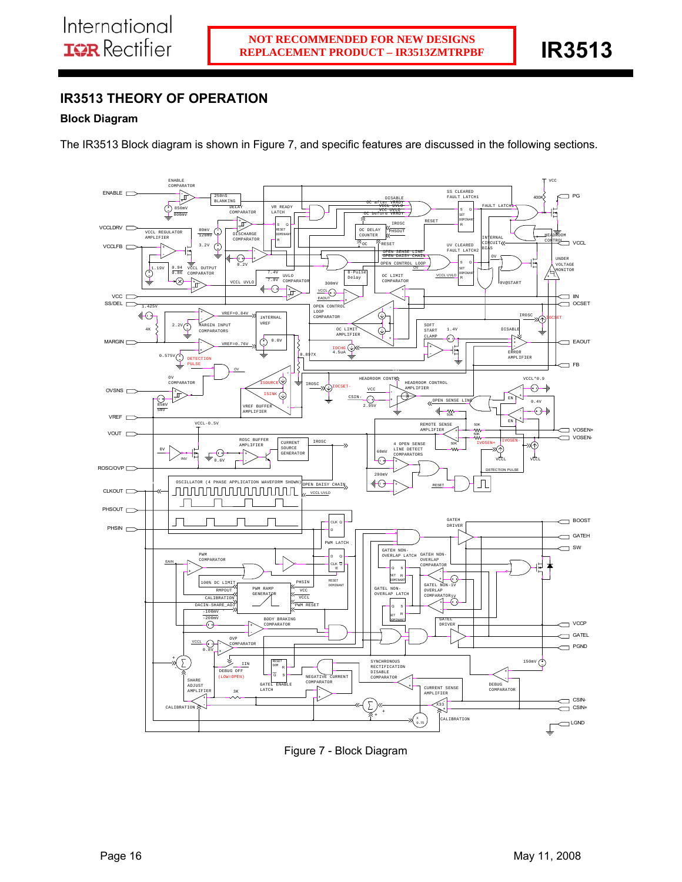# IR3513 THEORY OF OPERATION

## Block Diagram

The IR3513 Block diagram is shown in Figure 7, and specific features are discussed in the following sections.

Figure 7 - Block Diagram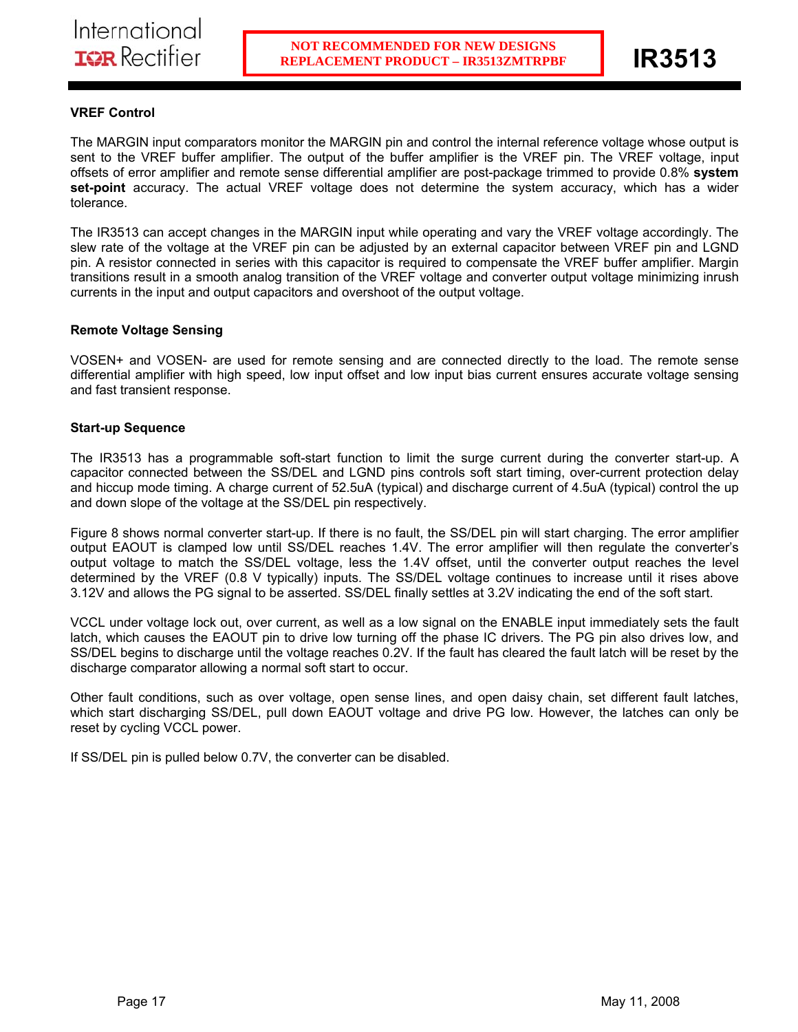### VREF Control

The MARGIN input comparators monitor the MARGIN pin and control the internal reference voltage whose output is sent to the VREF buffer amplifier. The output of the buffer amplifier is the VREF pin. The VREF voltage, input offsets of error amplifier and remote sense differential amplifier are post-package trimmed to provide 0.8% **system set-point** accuracy. The actual VREF voltage does not determine the system accuracy, which has a wider tolerance.

The IR3513 can accept changes in the MARGIN input while operating and vary the VREF voltage accordingly. The slew rate of the voltage at the VREF pin can be adjusted by an external capacitor between VREF pin and LGND pin. A resistor connected in series with this capacitor is required to compensate the VREF buffer amplifier. Margin transitions result in a smooth analog transition of the VREF voltage and converter output voltage minimizing inrush currents in the input and output capacitors and overshoot of the output voltage.

### Remote Voltage Sensing

VOSEN+ and VOSEN- are used for remote sensing and are connected directly to the load. The remote sense differential amplifier with high speed, low input offset and low input bias current ensures accurate voltage sensing and fast transient response.

### Start-up Sequence

The IR3513 has a programmable soft-start function to limit the surge current during the converter start-up. A capacitor connected between the SS/DEL and LGND pins controls soft start timing, over-current protection delay and hiccup mode timing. A charge current of 52.5uA (typical) and discharge current of 4.5uA (typical) control the up and down slope of the voltage at the SS/DEL pin respectively.

Figure 8 shows normal converter start-up. If there is no fault, the SS/DEL pin will start charging. The error amplifier output EAOUT is clamped low until SS/DEL reaches 1.4V. The error amplifier will then regulate the converter's output voltage to match the SS/DEL voltage, less the 1.4V offset, until the converter output reaches the level determined by the VREF (0.8 V typically) inputs. The SS/DEL voltage continues to increase until it rises above 3.12V and allows the PG signal to be asserted. SS/DEL finally settles at 3.2V indicating the end of the soft start.

VCCL under voltage lock out, over current, as well as a low signal on the ENABLE input immediately sets the fault latch, which causes the EAOUT pin to drive low turning off the phase IC drivers. The PG pin also drives low, and SS/DEL begins to discharge until the voltage reaches 0.2V. If the fault has cleared the fault latch will be reset by the discharge comparator allowing a normal soft start to occur.

Other fault conditions, such as over voltage, open sense lines, and open daisy chain, set different fault latches, which start discharging SS/DEL, pull down EAOUT voltage and drive PG low. However, the latches can only be reset by cycling VCCL power.

If SS/DEL pin is pulled below 0.7V, the converter can be disabled.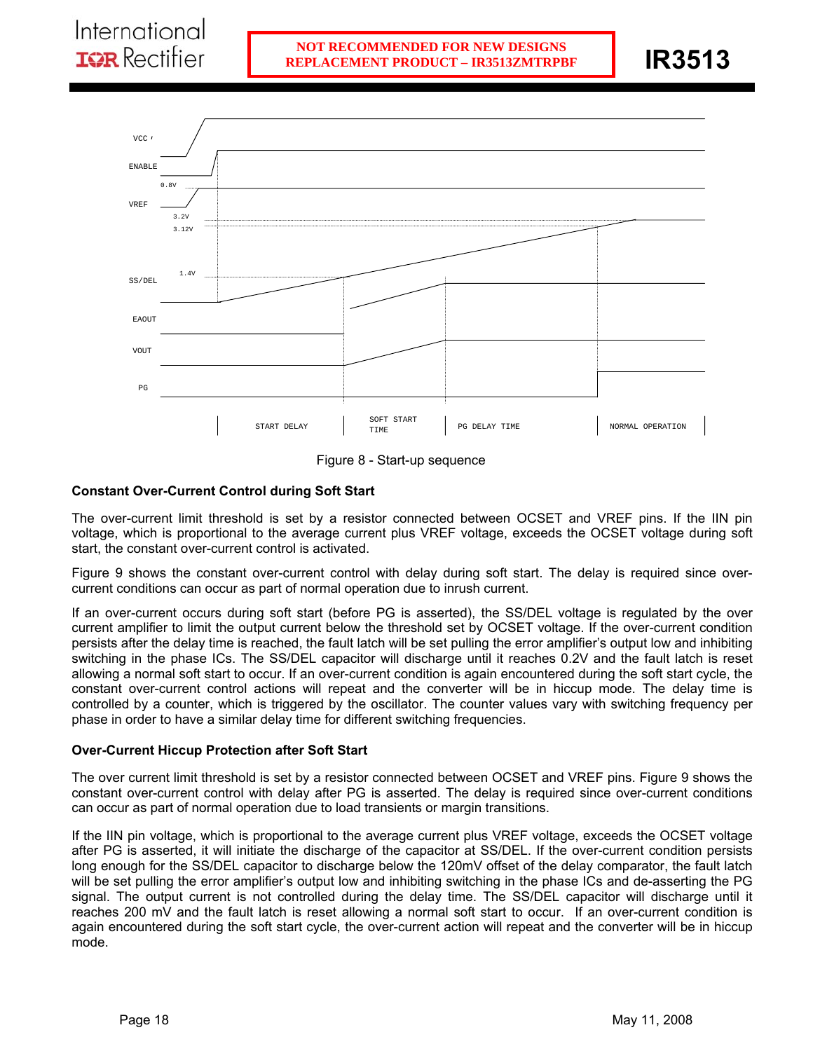NOT RECOMMENDED FOR NEW DESIGNS
REPLACEMENT PRODUCT – IR3513ZMTRPBF

Figure 8 - Start-up sequence

### Constant Over-Current Control during Soft Start

The over-current limit threshold is set by a resistor connected between OCSET and VREF pins. If the IIN pin voltage, which is proportional to the average current plus VREF voltage, exceeds the OCSET voltage during soft start, the constant over-current control is activated.

Figure 9 shows the constant over-current control with delay during soft start. The delay is required since over-current conditions can occur as part of normal operation due to inrush current.

If an over-current occurs during soft start (before PG is asserted), the SS/DEL voltage is regulated by the over current amplifier to limit the output current below the threshold set by OCSET voltage. If the over-current condition persists after the delay time is reached, the fault latch will be set pulling the error amplifier's output low and inhibiting switching in the phase ICs. The SS/DEL capacitor will discharge until it reaches 0.2V and the fault latch is reset allowing a normal soft start to occur. If an over-current condition is again encountered during the soft start cycle, the constant over-current control actions will repeat and the converter will be in hiccup mode. The delay time is controlled by a counter, which is triggered by the oscillator. The counter values vary with switching frequency per phase in order to have a similar delay time for different switching frequencies.

### Over-Current Hiccup Protection after Soft Start

The over current limit threshold is set by a resistor connected between OCSET and VREF pins. Figure 9 shows the constant over-current control with delay after PG is asserted. The delay is required since over-current conditions can occur as part of normal operation due to load transients or margin transitions.

If the IIN pin voltage, which is proportional to the average current plus VREF voltage, exceeds the OCSET voltage after PG is asserted, it will initiate the discharge of the capacitor at SS/DEL. If the over-current condition persists long enough for the SS/DEL capacitor to discharge below the 120mV offset of the delay comparator, the fault latch will be set pulling the error amplifier's output low and inhibiting switching in the phase ICs and de-asserting the PG signal. The output current is not controlled during the delay time. The SS/DEL capacitor will discharge until it reaches 200 mV and the fault latch is reset allowing a normal soft start to occur. If an over-current condition is again encountered during the soft start cycle, the over-current action will repeat and the converter will be in hiccup mode.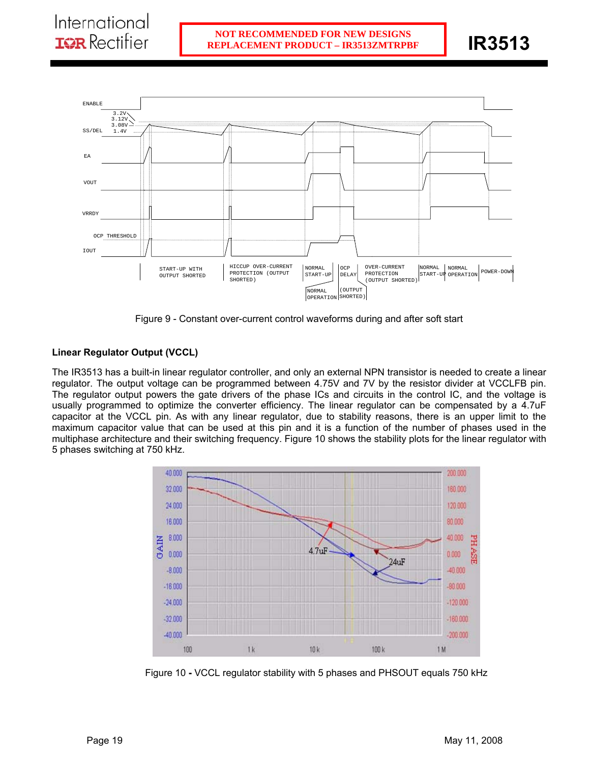NOT RECOMMENDED FOR NEW DESIGNS
REPLACEMENT PRODUCT – IR3513ZMTRPBF

Figure 9 - Constant over-current control waveforms during and after soft start

### Linear Regulator Output (VCCL)

The IR3513 has a built-in linear regulator controller, and only an external NPN transistor is needed to create a linear regulator. The output voltage can be programmed between 4.75V and 7V by the resistor divider at VCCLFB pin. The regulator output powers the gate drivers of the phase ICs and circuits in the control IC, and the voltage is usually programmed to optimize the converter efficiency. The linear regulator can be compensated by a 4.7uF capacitor at the VCCL pin. As with any linear regulator, due to stability reasons, there is an upper limit to the maximum capacitor value that can be used at this pin and it is a function of the number of phases used in the multiphase architecture and their switching frequency. Figure 10 shows the stability plots for the linear regulator with 5 phases switching at 750 kHz.

Figure 10 - VCCL regulator stability with 5 phases and PHSOUT equals 750 kHz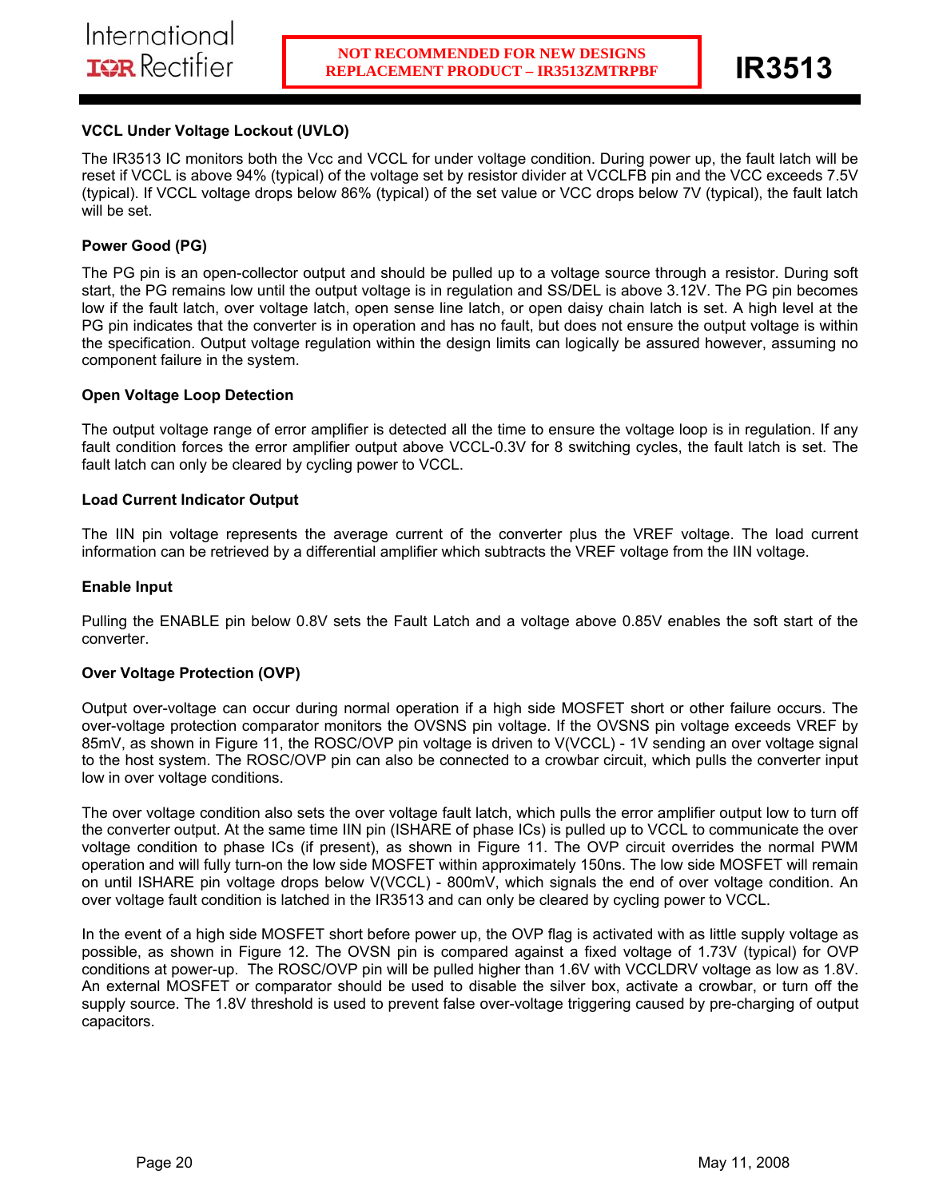### VCCL Under Voltage Lockout (UVLO)

The IR3513 IC monitors both the Vcc and VCCL for under voltage condition. During power up, the fault latch will be reset if VCCL is above 94% (typical) of the voltage set by resistor divider at VCCLFB pin and the VCC exceeds 7.5V (typical). If VCCL voltage drops below 86% (typical) of the set value or VCC drops below 7V (typical), the fault latch will be set.

### Power Good (PG)

The PG pin is an open-collector output and should be pulled up to a voltage source through a resistor. During soft start, the PG remains low until the output voltage is in regulation and SS/DEL is above 3.12V. The PG pin becomes low if the fault latch, over voltage latch, open sense line latch, or open daisy chain latch is set. A high level at the PG pin indicates that the converter is in operation and has no fault, but does not ensure the output voltage is within the specification. Output voltage regulation within the design limits can logically be assured however, assuming no component failure in the system.

### Open Voltage Loop Detection

The output voltage range of error amplifier is detected all the time to ensure the voltage loop is in regulation. If any fault condition forces the error amplifier output above VCCL-0.3V for 8 switching cycles, the fault latch is set. The fault latch can only be cleared by cycling power to VCCL.

### Load Current Indicator Output

The IIN pin voltage represents the average current of the converter plus the VREF voltage. The load current information can be retrieved by a differential amplifier which subtracts the VREF voltage from the IIN voltage.

### Enable Input

Pulling the ENABLE pin below 0.8V sets the Fault Latch and a voltage above 0.85V enables the soft start of the converter.

### Over Voltage Protection (OVP)

Output over-voltage can occur during normal operation if a high side MOSFET short or other failure occurs. The over-voltage protection comparator monitors the OVSNS pin voltage. If the OVSNS pin voltage exceeds VREF by 85mV, as shown in Figure 11, the ROSC/OVP pin voltage is driven to V(VCCL) - 1V sending an over voltage signal to the host system. The ROSC/OVP pin can also be connected to a crowbar circuit, which pulls the converter input low in over voltage conditions.

The over voltage condition also sets the over voltage fault latch, which pulls the error amplifier output low to turn off the converter output. At the same time IIN pin (ISHARE of phase ICs) is pulled up to VCCL to communicate the over voltage condition to phase ICs (if present), as shown in Figure 11. The OVP circuit overrides the normal PWM operation and will fully turn-on the low side MOSFET within approximately 150ns. The low side MOSFET will remain on until ISHARE pin voltage drops below V(VCCL) - 800mV, which signals the end of over voltage condition. An over voltage fault condition is latched in the IR3513 and can only be cleared by cycling power to VCCL.

In the event of a high side MOSFET short before power up, the OVP flag is activated with as little supply voltage as possible, as shown in Figure 12. The OVSN pin is compared against a fixed voltage of 1.73V (typical) for OVP conditions at power-up. The ROSC/OVP pin will be pulled higher than 1.6V with VCCLDRV voltage as low as 1.8V. An external MOSFET or comparator should be used to disable the silver box, activate a crowbar, or turn off the supply source. The 1.8V threshold is used to prevent false over-voltage triggering caused by pre-charging of output capacitors.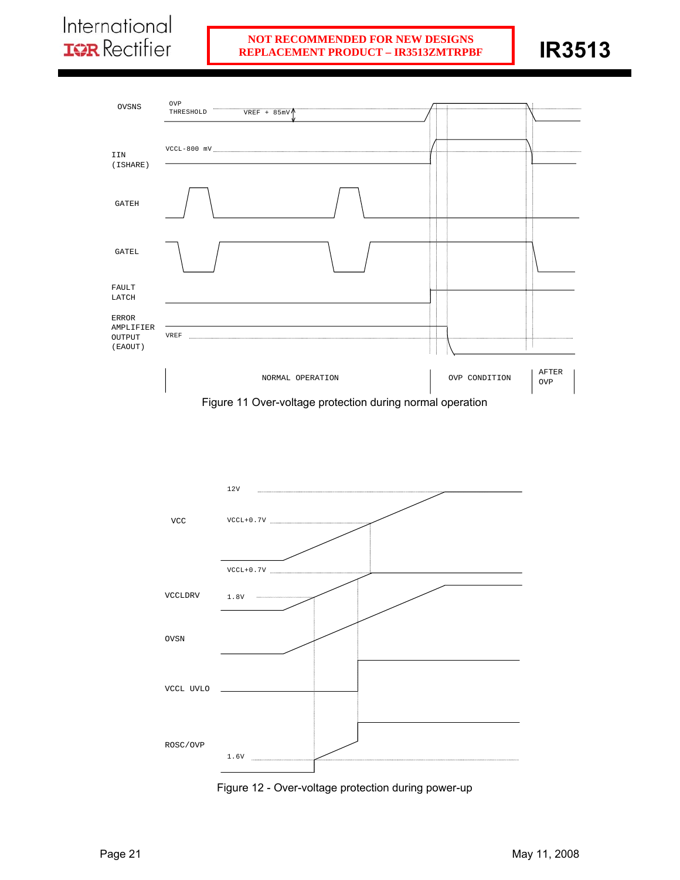Figure 11 Over-voltage protection during normal operation

Figure 12 - Over-voltage protection during power-up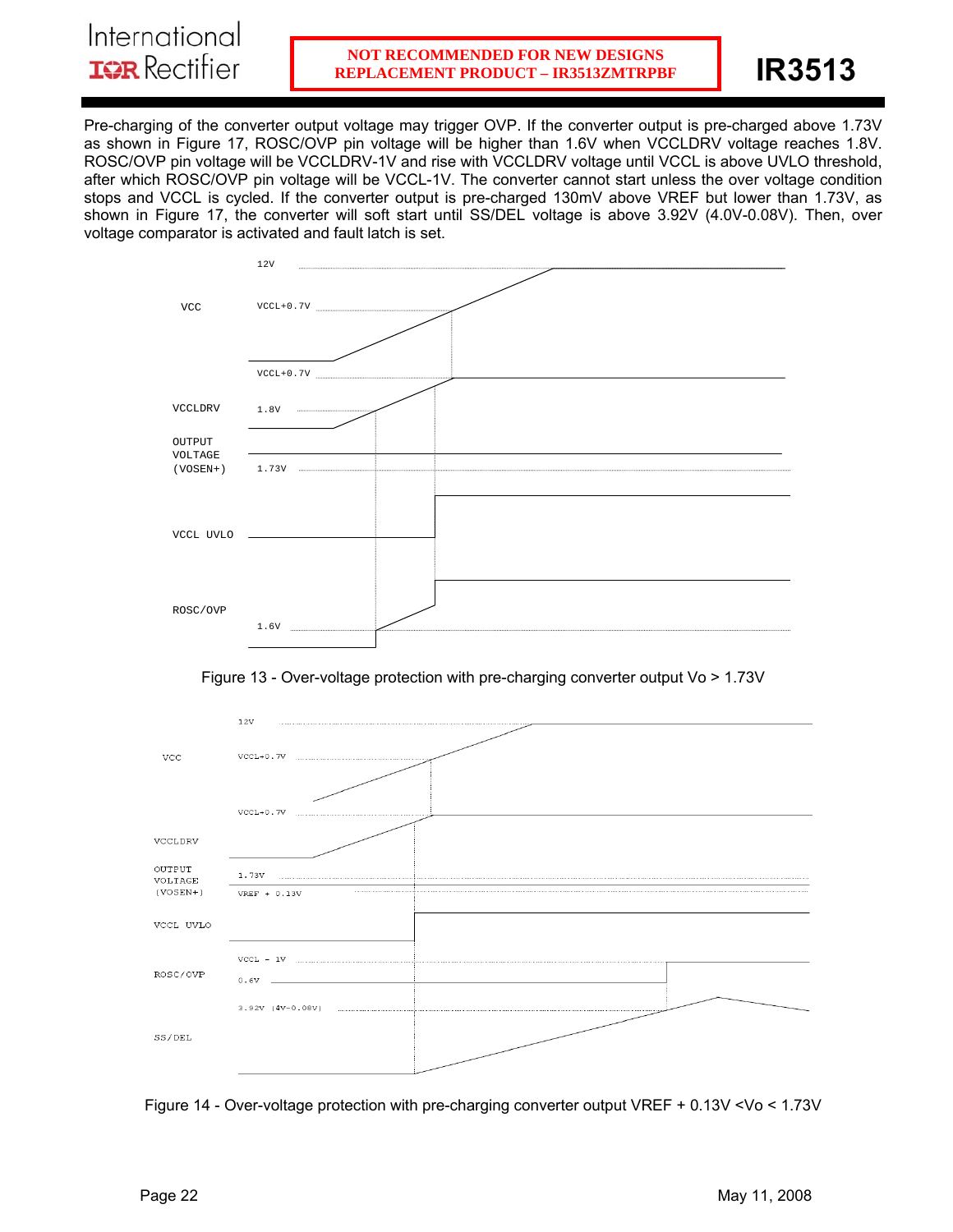Pre-charging of the converter output voltage may trigger OVP. If the converter output is pre-charged above 1.73V as shown in Figure 17, ROSC/OVP pin voltage will be higher than 1.6V when VCCLDRV voltage reaches 1.8V. ROSC/OVP pin voltage will be VCCLDRV-1V and rise with VCCLDRV voltage until VCCL is above UVLO threshold, after which ROSC/OVP pin voltage will be VCCL-1V. The converter cannot start unless the over voltage condition stops and VCCL is cycled. If the converter output is pre-charged 130mV above VREF but lower than 1.73V, as shown in Figure 17, the converter will soft start until SS/DEL voltage is above 3.92V (4.0V-0.08V). Then, over voltage comparator is activated and fault latch is set.

Figure 13 - Over-voltage protection with pre-charging converter output Vo > 1.73V

Figure 14 - Over-voltage protection with pre-charging converter output VREF + 0.13V <Vo < 1.73V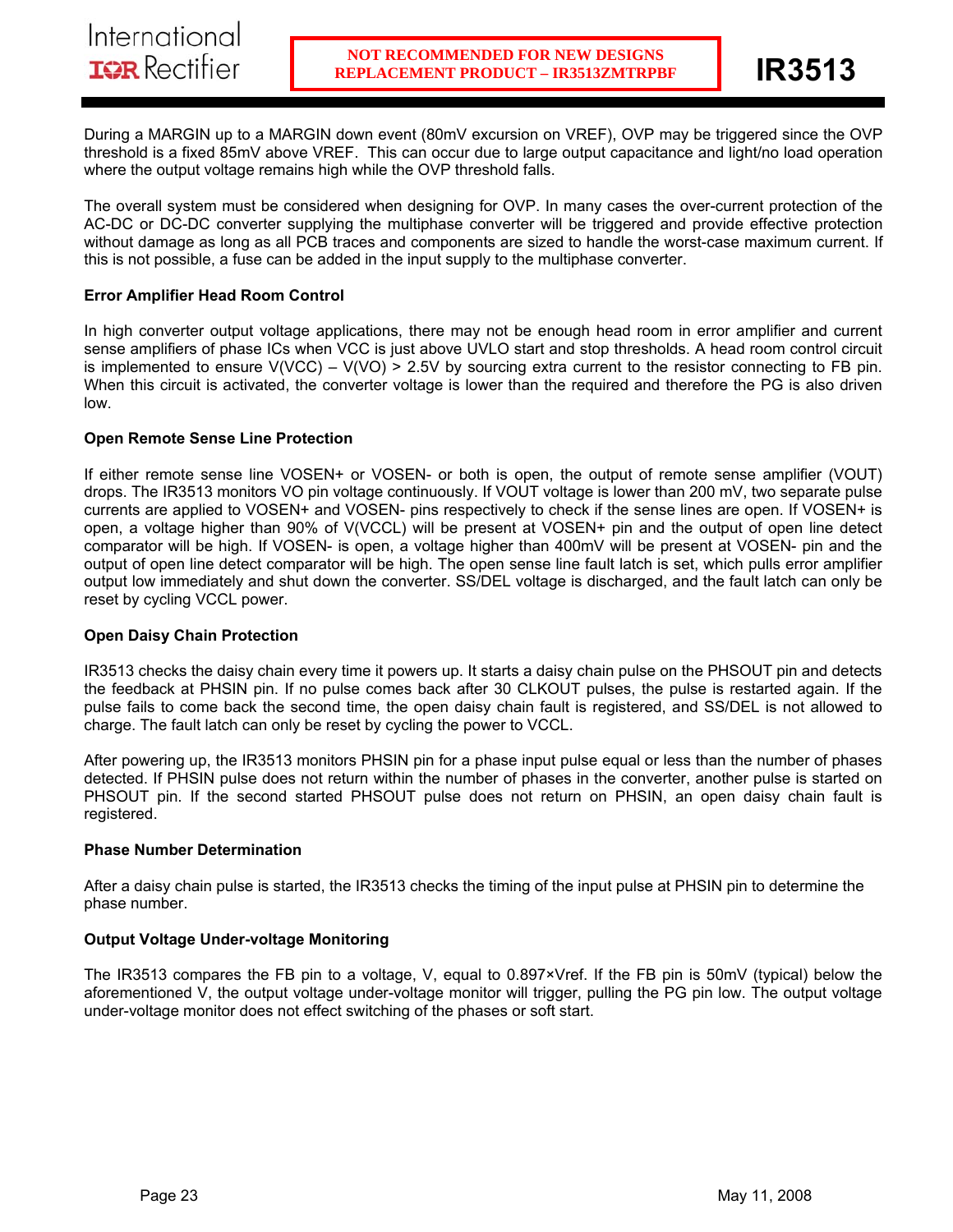During a MARGIN up to a MARGIN down event (80mV excursion on VREF), OVP may be triggered since the OVP threshold is a fixed 85mV above VREF. This can occur due to large output capacitance and light/no load operation where the output voltage remains high while the OVP threshold falls.

The overall system must be considered when designing for OVP. In many cases the over-current protection of the AC-DC or DC-DC converter supplying the multiphase converter will be triggered and provide effective protection without damage as long as all PCB traces and components are sized to handle the worst-case maximum current. If this is not possible, a fuse can be added in the input supply to the multiphase converter.

### Error Amplifier Head Room Control

In high converter output voltage applications, there may not be enough head room in error amplifier and current sense amplifiers of phase ICs when VCC is just above UVLO start and stop thresholds. A head room control circuit is implemented to ensure V(VCC) – V(VO) > 2.5V by sourcing extra current to the resistor connecting to FB pin. When this circuit is activated, the converter voltage is lower than the required and therefore the PG is also driven low.

### Open Remote Sense Line Protection

If either remote sense line VOSEN+ or VOSEN- or both is open, the output of remote sense amplifier (VOUT) drops. The IR3513 monitors VO pin voltage continuously. If VOUT voltage is lower than 200 mV, two separate pulse currents are applied to VOSEN+ and VOSEN- pins respectively to check if the sense lines are open. If VOSEN+ is open, a voltage higher than 90% of V(VCCL) will be present at VOSEN+ pin and the output of open line detect comparator will be high. If VOSEN- is open, a voltage higher than 400mV will be present at VOSEN- pin and the output of open line detect comparator will be high. The open sense line fault latch is set, which pulls error amplifier output low immediately and shut down the converter. SS/DEL voltage is discharged, and the fault latch can only be reset by cycling VCCL power.

### Open Daisy Chain Protection

IR3513 checks the daisy chain every time it powers up. It starts a daisy chain pulse on the PHSOUT pin and detects the feedback at PHSIN pin. If no pulse comes back after 30 CLKOUT pulses, the pulse is restarted again. If the pulse fails to come back the second time, the open daisy chain fault is registered, and SS/DEL is not allowed to charge. The fault latch can only be reset by cycling the power to VCCL.

After powering up, the IR3513 monitors PHSIN pin for a phase input pulse equal or less than the number of phases detected. If PHSIN pulse does not return within the number of phases in the converter, another pulse is started on PHSOUT pin. If the second started PHSOUT pulse does not return on PHSIN, an open daisy chain fault is registered.

### Phase Number Determination

After a daisy chain pulse is started, the IR3513 checks the timing of the input pulse at PHSIN pin to determine the phase number.

### Output Voltage Under-voltage Monitoring

The IR3513 compares the FB pin to a voltage, V, equal to 0.897×Vref. If the FB pin is 50mV (typical) below the aforementioned V, the output voltage under-voltage monitor will trigger, pulling the PG pin low. The output voltage under-voltage monitor does not effect switching of the phases or soft start.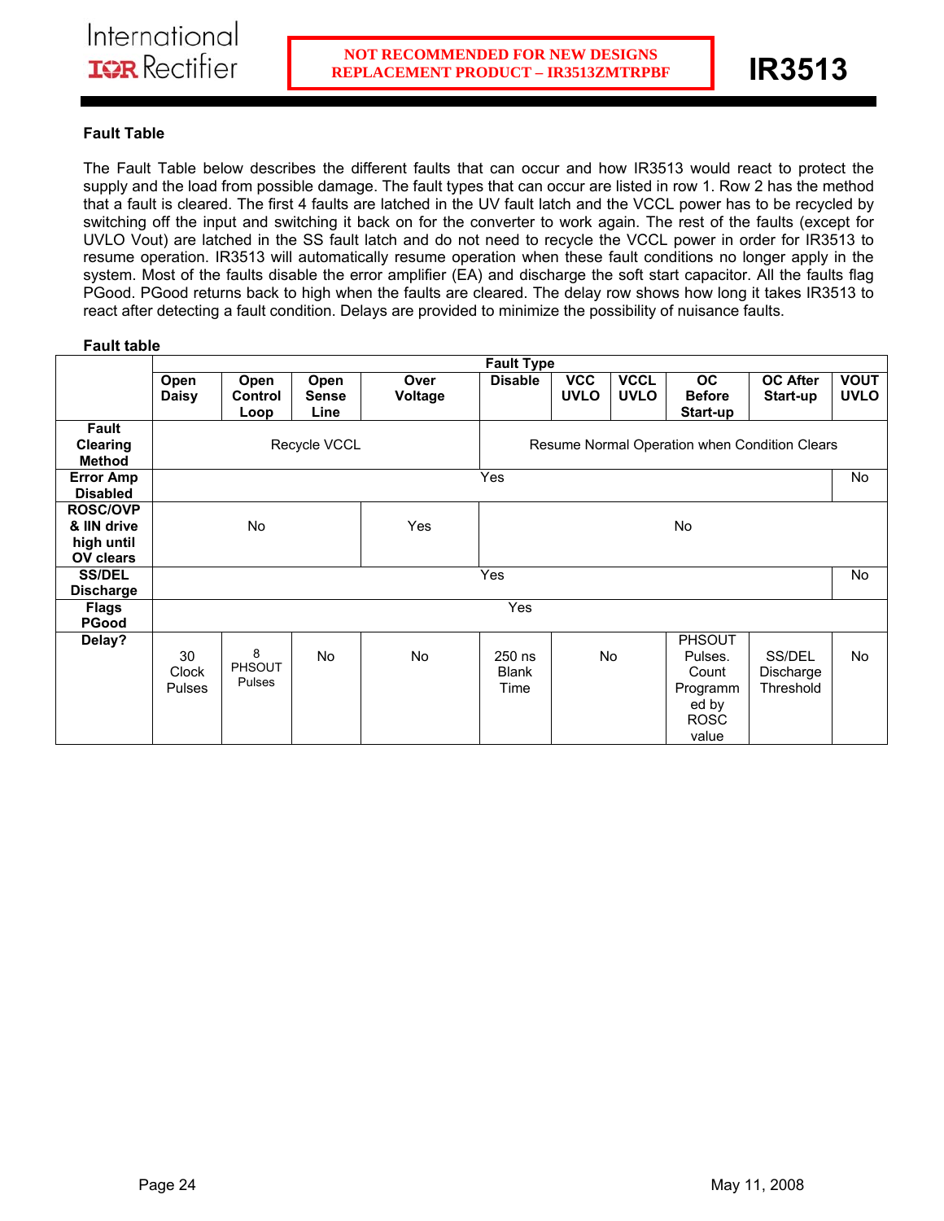### Fault Table

The Fault Table below describes the different faults that can occur and how IR3513 would react to protect the supply and the load from possible damage. The fault types that can occur are listed in row 1. Row 2 has the method that a fault is cleared. The first 4 faults are latched in the UV fault latch and the VCCL power has to be recycled by switching off the input and switching it back on for the converter to work again. The rest of the faults (except for UVLO Vout) are latched in the SS fault latch and do not need to recycle the VCCL power in order for IR3513 to resume operation. IR3513 will automatically resume operation when these fault conditions no longer apply in the system. Most of the faults disable the error amplifier (EA) and discharge the soft start capacitor. All the faults flag PGood. PGood returns back to high when the faults are cleared. The delay row shows how long it takes IR3513 to react after detecting a fault condition. Delays are provided to minimize the possibility of nuisance faults.

**Fault table**

| | Fault Type | | | | | | | | | |
|---|---|---|---|---|---|---|---|---|---|---|
| | **Open Daisy** | **Open Control Loop** | **Open Sense Line** | **Over Voltage** | **Disable** | **VCC UVLO** | **VCCL UVLO** | **OC Before Start-up** | **OC After Start-up** | **VOUT UVLO** |
| **Fault Clearing Method** | Recycle VCCL | | | | Resume Normal Operation when Condition Clears | | | | | |
| **Error Amp Disabled** | Yes | | | | | | | | | No |
| **ROSC/OVP & IIN drive high until OV clears** | No | | | Yes | No | | | | | |
| **SS/DEL Discharge** | Yes | | | | | | | | | No |
| **Flags PGood** | Yes | | | | | | | | | |
| **Delay?** | 30 Clock Pulses | 8 PHSOUT Pulses | No | No | 250 ns Blank Time | No | | PHSOUT Pulses. Count Programmed by ROSC value | SS/DEL Discharge Threshold | No |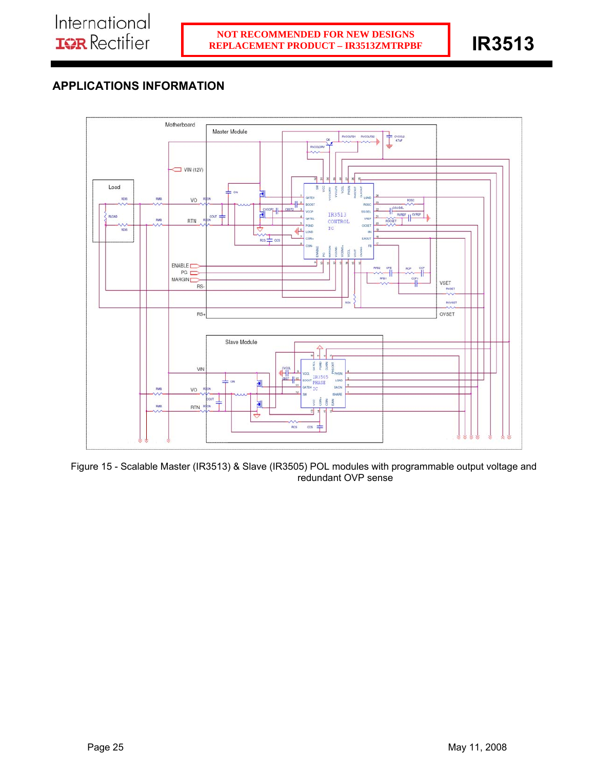NOT RECOMMENDED FOR NEW DESIGNS
REPLACEMENT PRODUCT – IR3513ZMTRPBF

## APPLICATIONS INFORMATION

Figure 15 - Scalable Master (IR3513) & Slave (IR3505) POL modules with programmable output voltage and redundant OVP sense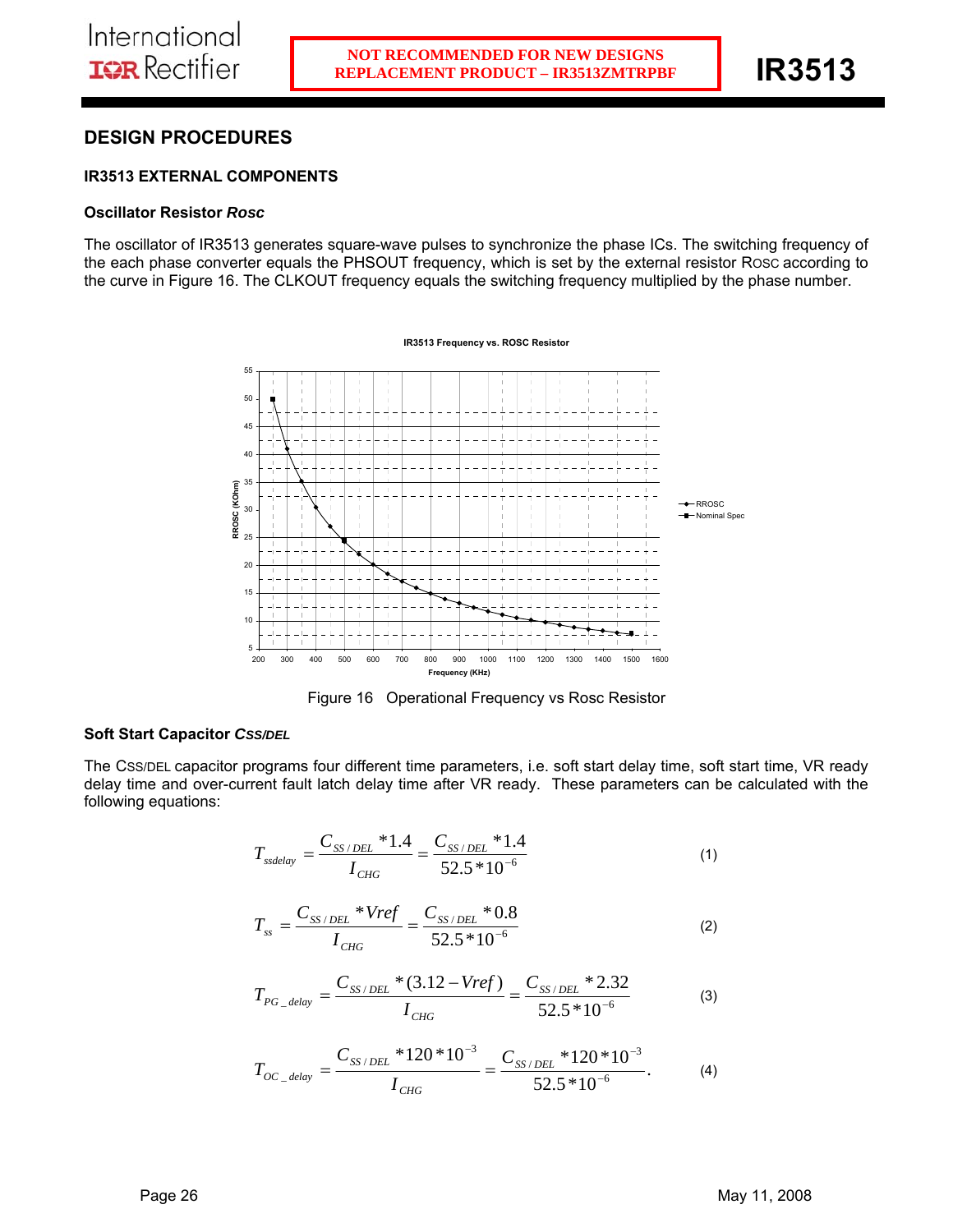## DESIGN PROCEDURES

### IR3513 EXTERNAL COMPONENTS

#### Oscillator Resistor *Rosc*

The oscillator of IR3513 generates square-wave pulses to synchronize the phase ICs. The switching frequency of the each phase converter equals the PHSOUT frequency, which is set by the external resistor ROSC according to the curve in Figure 16. The CLKOUT frequency equals the switching frequency multiplied by the phase number.

Figure 16 Operational Frequency vs Rosc Resistor

#### Soft Start Capacitor *CSS/DEL*

The CSS/DEL capacitor programs four different time parameters, i.e. soft start delay time, soft start time, VR ready delay time and over-current fault latch delay time after VR ready. These parameters can be calculated with the following equations:

$$T_{ssdelay} = \frac{C_{SS/DEL} * 1.4}{I_{CHG}} = \frac{C_{SS/DEL} * 1.4}{52.5 * 10^{-6}} \qquad (1)$$

$$T_{ss} = \frac{C_{SS/DEL} * Vref}{I_{CHG}} = \frac{C_{SS/DEL} * 0.8}{52.5 * 10^{-6}} \qquad (2)$$

$$T_{PG\_delay} = \frac{C_{SS/DEL} * (3.12 - Vref)}{I_{CHG}} = \frac{C_{SS/DEL} * 2.32}{52.5 * 10^{-6}} \qquad (3)$$

$$T_{OC\_delay} = \frac{C_{SS/DEL} * 120 * 10^{-3}}{I_{CHG}} = \frac{C_{SS/DEL} * 120 * 10^{-3}}{52.5 * 10^{-6}}. \qquad (4)$$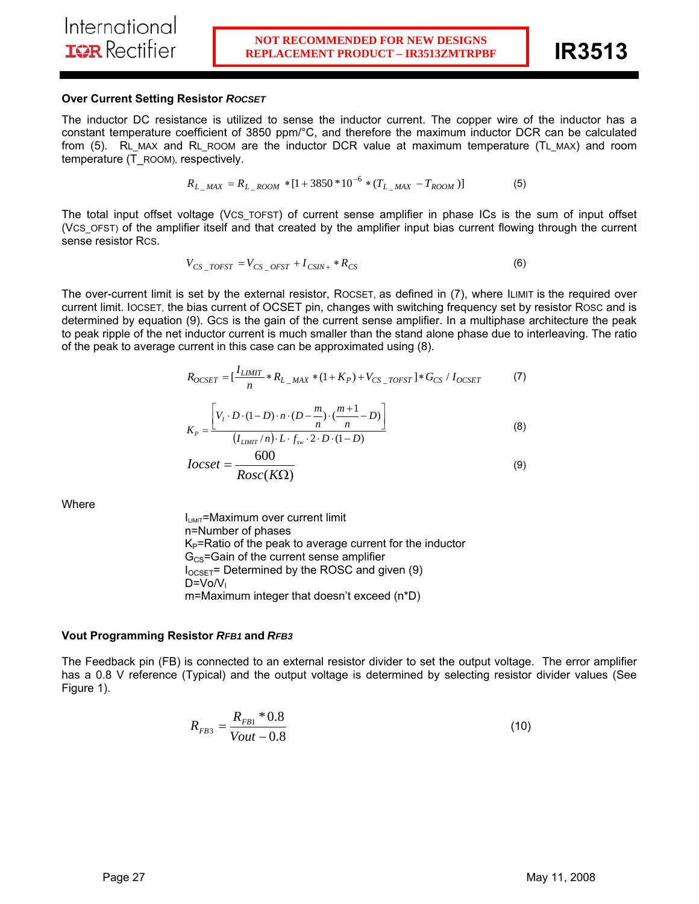### Over Current Setting Resistor *R<sub>OCSET</sub>*

The inductor DC resistance is utilized to sense the inductor current. The copper wire of the inductor has a constant temperature coefficient of 3850 ppm/°C, and therefore the maximum inductor DCR can be calculated from (5). $R_{L\_MAX}$ and $R_{L\_ROOM}$ are the inductor DCR value at maximum temperature ($T_{L\_MAX}$) and room temperature ($T_{\_ROOM}$), respectively.

$$R_{L\_MAX} = R_{L\_ROOM} * [1 + 3850 * 10^{-6} * (T_{L\_MAX} - T_{ROOM})] \qquad (5)$$

The total input offset voltage ($V_{CS\_TOFST}$) of current sense amplifier in phase ICs is the sum of input offset ($V_{CS\_OFST}$) of the amplifier itself and that created by the amplifier input bias current flowing through the current sense resistor $R_{CS}$.

$$V_{CS\_TOFST} = V_{CS\_OFST} + I_{CSIN+} * R_{CS} \qquad (6)$$

The over-current limit is set by the external resistor, $R_{OCSET}$, as defined in (7), where $I_{LIMIT}$ is the required over current limit. $I_{OCSET}$, the bias current of OCSET pin, changes with switching frequency set by resistor $R_{OSC}$ and is determined by equation (9). $G_{CS}$ is the gain of the current sense amplifier. In a multiphase architecture the peak to peak ripple of the net inductor current is much smaller than the stand alone phase due to interleaving. The ratio of the peak to average current in this case can be approximated using (8).

$$R_{OCSET} = [\frac{I_{LIMIT}}{n} * R_{L\_MAX} * (1 + K_P) + V_{CS\_TOFST}] * G_{CS} / I_{OCSET} \qquad (7)$$

$$K_P = \frac{\left[V_I \cdot D \cdot (1-D) \cdot n \cdot (D - \frac{m}{n}) \cdot (\frac{m+1}{n} - D)\right]}{(I_{LIMIT}/n) \cdot L \cdot f_{sw} \cdot 2 \cdot D \cdot (1-D)} \qquad (8)$$

$$Iocset = \frac{600}{Rosc(K\Omega)} \qquad (9)$$

Where

$I_{LIMIT}$=Maximum over current limit
n=Number of phases
$K_P$=Ratio of the peak to average current for the inductor
$G_{CS}$=Gain of the current sense amplifier
$I_{OCSET}$= Determined by the ROSC and given (9)
$D=V_O/V_I$
m=Maximum integer that doesn't exceed (n*D)

### Vout Programming Resistor *R<sub>FB1</sub>* and *R<sub>FB3</sub>*

The Feedback pin (FB) is connected to an external resistor divider to set the output voltage. The error amplifier has a 0.8 V reference (Typical) and the output voltage is determined by selecting resistor divider values (See Figure 1).

$$R_{FB3} = \frac{R_{FB1} * 0.8}{Vout - 0.8} \qquad (10)$$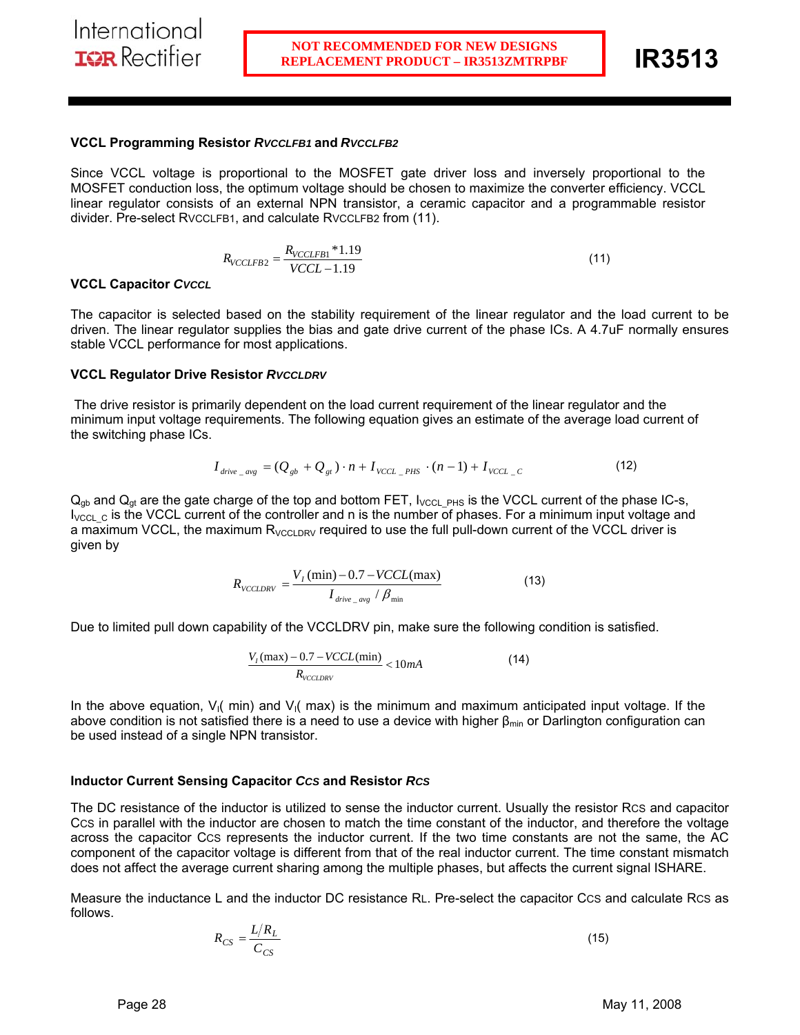### VCCL Programming Resistor $R_{VCCLFB1}$ and $R_{VCCLFB2}$

Since VCCL voltage is proportional to the MOSFET gate driver loss and inversely proportional to the MOSFET conduction loss, the optimum voltage should be chosen to maximize the converter efficiency. VCCL linear regulator consists of an external NPN transistor, a ceramic capacitor and a programmable resistor divider. Pre-select $R_{VCCLFB1}$, and calculate $R_{VCCLFB2}$ from (11).

$$R_{VCCLFB2} = \frac{R_{VCCLFB1} * 1.19}{VCCL - 1.19} \tag{11}$$

### VCCL Capacitor $C_{VCCL}$

The capacitor is selected based on the stability requirement of the linear regulator and the load current to be driven. The linear regulator supplies the bias and gate drive current of the phase ICs. A 4.7uF normally ensures stable VCCL performance for most applications.

### VCCL Regulator Drive Resistor $R_{VCCLDRV}$

The drive resistor is primarily dependent on the load current requirement of the linear regulator and the minimum input voltage requirements. The following equation gives an estimate of the average load current of the switching phase ICs.

$$I_{drive\_avg} = (Q_{gb} + Q_{gt}) \cdot n + I_{VCCL\_PHS} \cdot (n-1) + I_{VCCL\_C} \tag{12}$$

$Q_{gb}$ and $Q_{gt}$ are the gate charge of the top and bottom FET, $I_{VCCL\_PHS}$ is the VCCL current of the phase IC-s, $I_{VCCL\_C}$ is the VCCL current of the controller and n is the number of phases. For a minimum input voltage and a maximum VCCL, the maximum $R_{VCCLDRV}$ required to use the full pull-down current of the VCCL driver is given by

$$R_{VCCLDRV} = \frac{V_I(\min) - 0.7 - VCCL(\max)}{I_{drive\_avg} / \beta_{\min}} \tag{13}$$

Due to limited pull down capability of the VCCLDRV pin, make sure the following condition is satisfied.

$$\frac{V_I(\max) - 0.7 - VCCL(\min)}{R_{VCCLDRV}} < 10mA \tag{14}$$

In the above equation, $V_I$( min) and $V_I$( max) is the minimum and maximum anticipated input voltage. If the above condition is not satisfied there is a need to use a device with higher $\beta_{min}$ or Darlington configuration can be used instead of a single NPN transistor.

### Inductor Current Sensing Capacitor $C_{CS}$ and Resistor $R_{CS}$

The DC resistance of the inductor is utilized to sense the inductor current. Usually the resistor $R_{CS}$ and capacitor $C_{CS}$ in parallel with the inductor are chosen to match the time constant of the inductor, and therefore the voltage across the capacitor $C_{CS}$ represents the inductor current. If the two time constants are not the same, the AC component of the capacitor voltage is different from that of the real inductor current. The time constant mismatch does not affect the average current sharing among the multiple phases, but affects the current signal ISHARE.

Measure the inductance L and the inductor DC resistance $R_L$. Pre-select the capacitor $C_{CS}$ and calculate $R_{CS}$ as follows.

$$R_{CS} = \frac{L / R_L}{C_{CS}} \tag{15}$$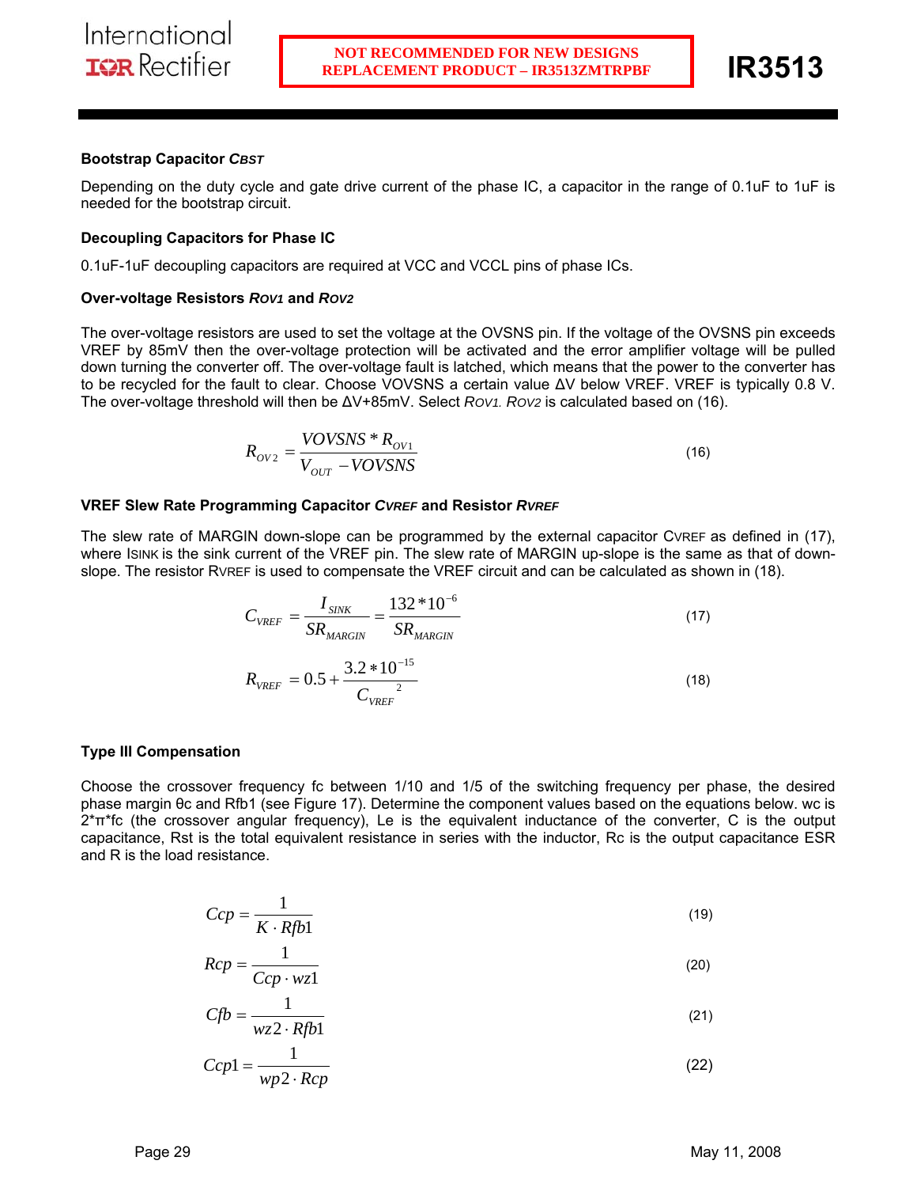#### Bootstrap Capacitor $C_{BST}$

Depending on the duty cycle and gate drive current of the phase IC, a capacitor in the range of 0.1uF to 1uF is needed for the bootstrap circuit.

#### Decoupling Capacitors for Phase IC

0.1uF-1uF decoupling capacitors are required at VCC and VCCL pins of phase ICs.

#### Over-voltage Resistors $R_{OV1}$ and $R_{OV2}$

The over-voltage resistors are used to set the voltage at the OVSNS pin. If the voltage of the OVSNS pin exceeds VREF by 85mV then the over-voltage protection will be activated and the error amplifier voltage will be pulled down turning the converter off. The over-voltage fault is latched, which means that the power to the converter has to be recycled for the fault to clear. Choose VOVSNS a certain value ΔV below VREF. VREF is typically 0.8 V. The over-voltage threshold will then be ΔV+85mV. Select $R_{OV1}$. $R_{OV2}$ is calculated based on (16).

$$R_{OV2} = \frac{VOVSNS * R_{OV1}}{V_{OUT} - VOVSNS} \tag{16}$$

#### VREF Slew Rate Programming Capacitor $C_{VREF}$ and Resistor $R_{VREF}$

The slew rate of MARGIN down-slope can be programmed by the external capacitor $C_{VREF}$ as defined in (17), where $I_{SINK}$ is the sink current of the VREF pin. The slew rate of MARGIN up-slope is the same as that of down-slope. The resistor $R_{VREF}$ is used to compensate the VREF circuit and can be calculated as shown in (18).

$$C_{VREF} = \frac{I_{SINK}}{SR_{MARGIN}} = \frac{132 * 10^{-6}}{SR_{MARGIN}} \tag{17}$$

$$R_{VREF} = 0.5 + \frac{3.2 * 10^{-15}}{C_{VREF}^{\ 2}} \tag{18}$$

#### Type III Compensation

Choose the crossover frequency fc between 1/10 and 1/5 of the switching frequency per phase, the desired phase margin θc and Rfb1 (see Figure 17). Determine the component values based on the equations below. wc is 2\*π\*fc (the crossover angular frequency), Le is the equivalent inductance of the converter, C is the output capacitance, Rst is the total equivalent resistance in series with the inductor, Rc is the output capacitance ESR and R is the load resistance.

$$Ccp = \frac{1}{K \cdot Rfb1} \tag{19}$$

$$Rcp = \frac{1}{Ccp \cdot wz1} \tag{20}$$

$$Cfb = \frac{1}{wz2 \cdot Rfb1} \tag{21}$$

$$Ccp1 = \frac{1}{wp2 \cdot Rcp} \tag{22}$$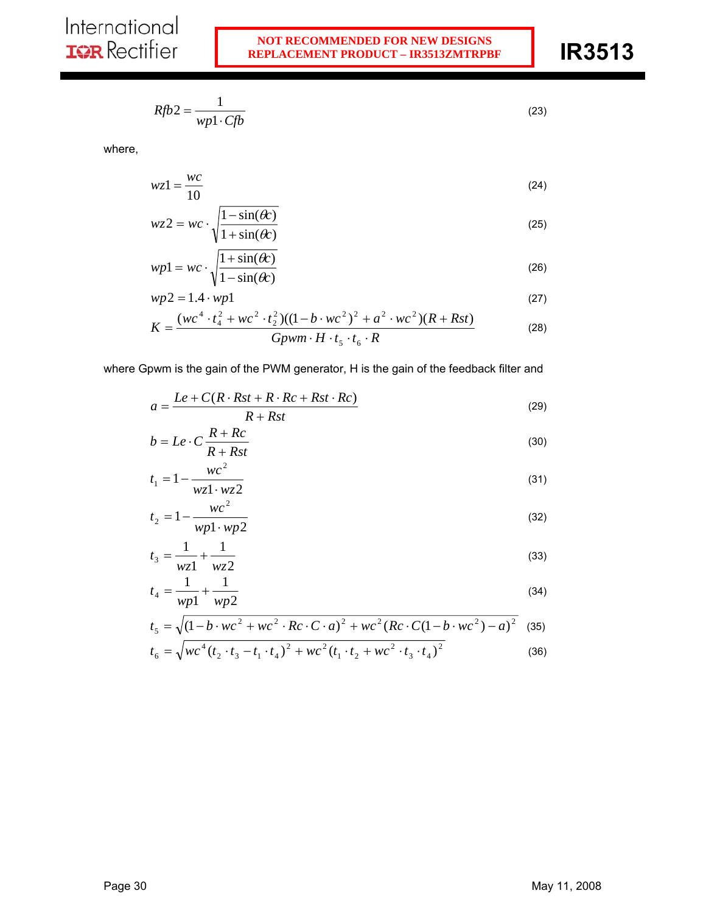$$Rfb2 = \frac{1}{wp1 \cdot Cfb} \tag{23}$$

where,

$$wz1 = \frac{wc}{10} \tag{24}$$

$$wz2 = wc \cdot \sqrt{\frac{1 - \sin(\theta c)}{1 + \sin(\theta c)}} \tag{25}$$

$$wp1 = wc \cdot \sqrt{\frac{1 + \sin(\theta c)}{1 - \sin(\theta c)}} \tag{26}$$

$$wp2 = 1.4 \cdot wp1 \tag{27}$$

$$K = \frac{(wc^4 \cdot t_4^2 + wc^2 \cdot t_2^2)((1 - b \cdot wc^2)^2 + a^2 \cdot wc^2)(R + Rst)}{Gpwm \cdot H \cdot t_5 \cdot t_6 \cdot R} \tag{28}$$

where Gpwm is the gain of the PWM generator, H is the gain of the feedback filter and

$$a = \frac{Le + C(R \cdot Rst + R \cdot Rc + Rst \cdot Rc)}{R + Rst} \tag{29}$$

$$b = Le \cdot C \frac{R + Rc}{R + Rst} \tag{30}$$

$$t_1 = 1 - \frac{wc^2}{wz1 \cdot wz2} \tag{31}$$

$$t_2 = 1 - \frac{wc^2}{wp1 \cdot wp2} \tag{32}$$

$$t_3 = \frac{1}{wz1} + \frac{1}{wz2} \tag{33}$$

$$t_4 = \frac{1}{wp1} + \frac{1}{wp2} \tag{34}$$

$$t_5 = \sqrt{(1 - b \cdot wc^2 + wc^2 \cdot Rc \cdot C \cdot a)^2 + wc^2 (Rc \cdot C(1 - b \cdot wc^2) - a)^2} \tag{35}$$

$$t_6 = \sqrt{wc^4 (t_2 \cdot t_3 - t_1 \cdot t_4)^2 + wc^2 (t_1 \cdot t_2 + wc^2 \cdot t_3 \cdot t_4)^2} \tag{36}$$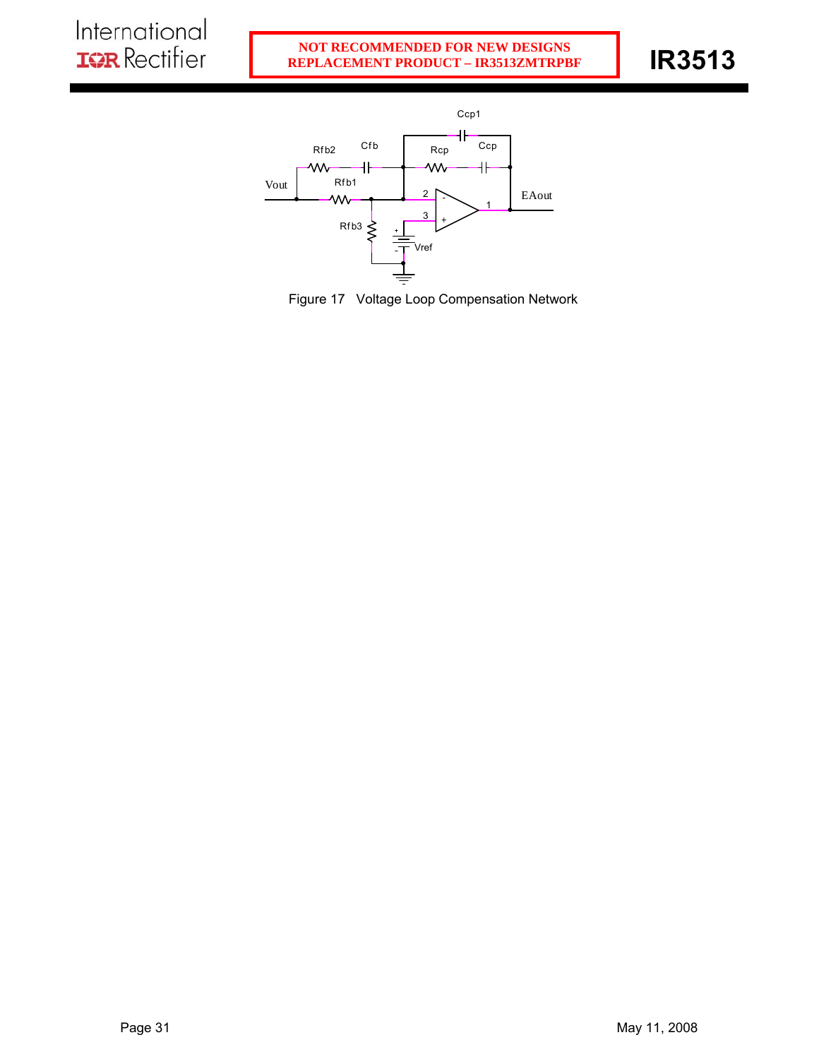Figure 17 Voltage Loop Compensation Network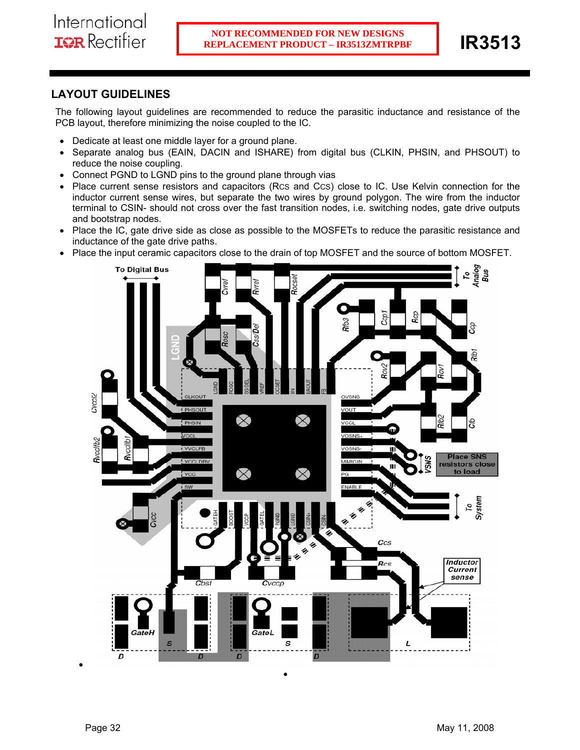## LAYOUT GUIDELINES

The following layout guidelines are recommended to reduce the parasitic inductance and resistance of the PCB layout, therefore minimizing the noise coupled to the IC.

- Dedicate at least one middle layer for a ground plane.
- Separate analog bus (EAIN, DACIN and ISHARE) from digital bus (CLKIN, PHSIN, and PHSOUT) to reduce the noise coupling.
- Connect PGND to LGND pins to the ground plane through vias
- Place current sense resistors and capacitors ($R_{CS}$ and $C_{CS}$) close to IC. Use Kelvin connection for the inductor current sense wires, but separate the two wires by ground polygon. The wire from the inductor terminal to CSIN- should not cross over the fast transition nodes, i.e. switching nodes, gate drive outputs and bootstrap nodes.
- Place the IC, gate drive side as close as possible to the MOSFETs to reduce the parasitic resistance and inductance of the gate drive paths.
- Place the input ceramic capacitors close to the drain of top MOSFET and the source of bottom MOSFET.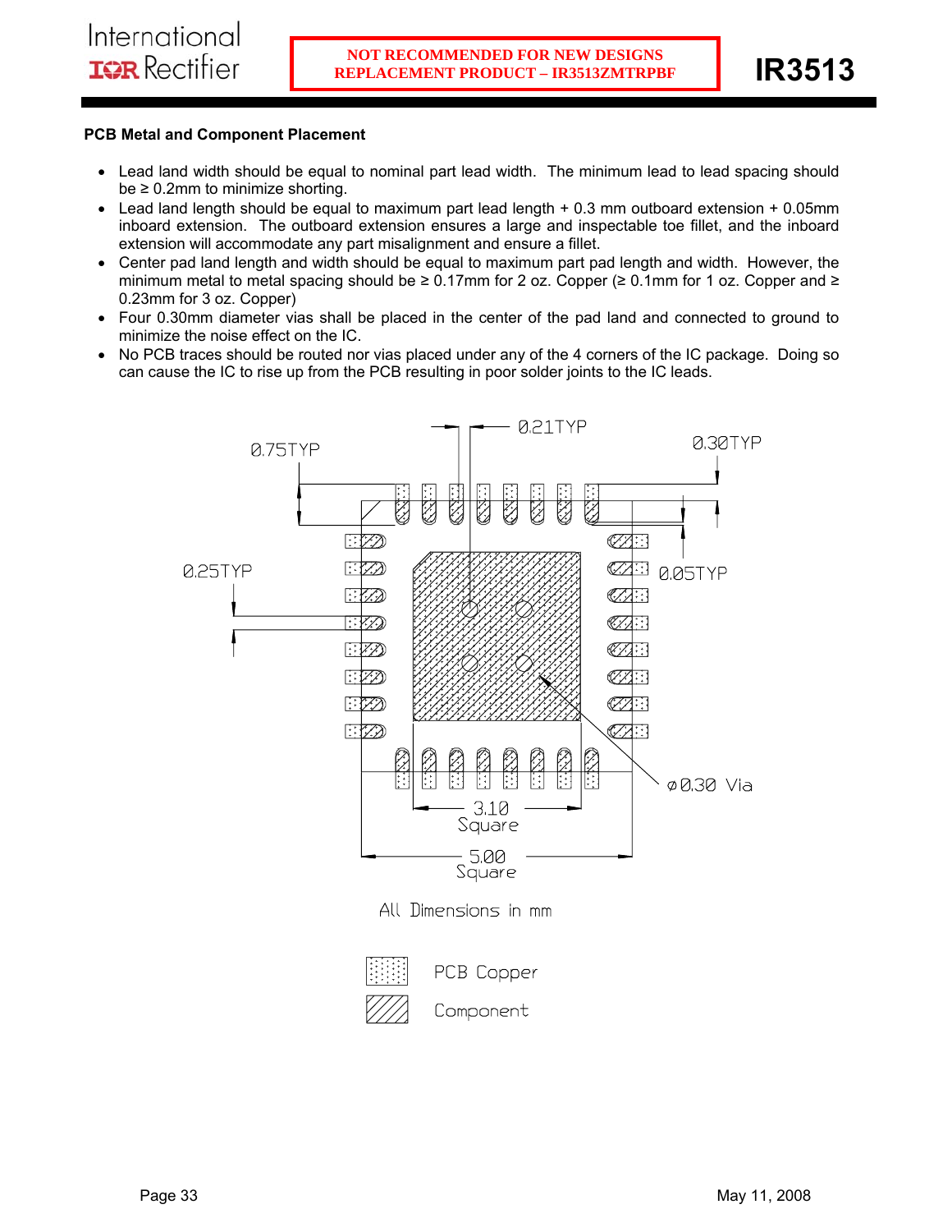**PCB Metal and Component Placement**

- Lead land width should be equal to nominal part lead width. The minimum lead to lead spacing should be ≥ 0.2mm to minimize shorting.
- Lead land length should be equal to maximum part lead length + 0.3 mm outboard extension + 0.05mm inboard extension. The outboard extension ensures a large and inspectable toe fillet, and the inboard extension will accommodate any part misalignment and ensure a fillet.
- Center pad land length and width should be equal to maximum part pad length and width. However, the minimum metal to metal spacing should be ≥ 0.17mm for 2 oz. Copper (≥ 0.1mm for 1 oz. Copper and ≥ 0.23mm for 3 oz. Copper)
- Four 0.30mm diameter vias shall be placed in the center of the pad land and connected to ground to minimize the noise effect on the IC.
- No PCB traces should be routed nor vias placed under any of the 4 corners of the IC package. Doing so can cause the IC to rise up from the PCB resulting in poor solder joints to the IC leads.

0.75TYP

0.21TYP

0.30TYP

0.25TYP

0.05TYP

ø0.30 Via

3.10 Square

5.00 Square

All Dimensions in mm

PCB Copper

Component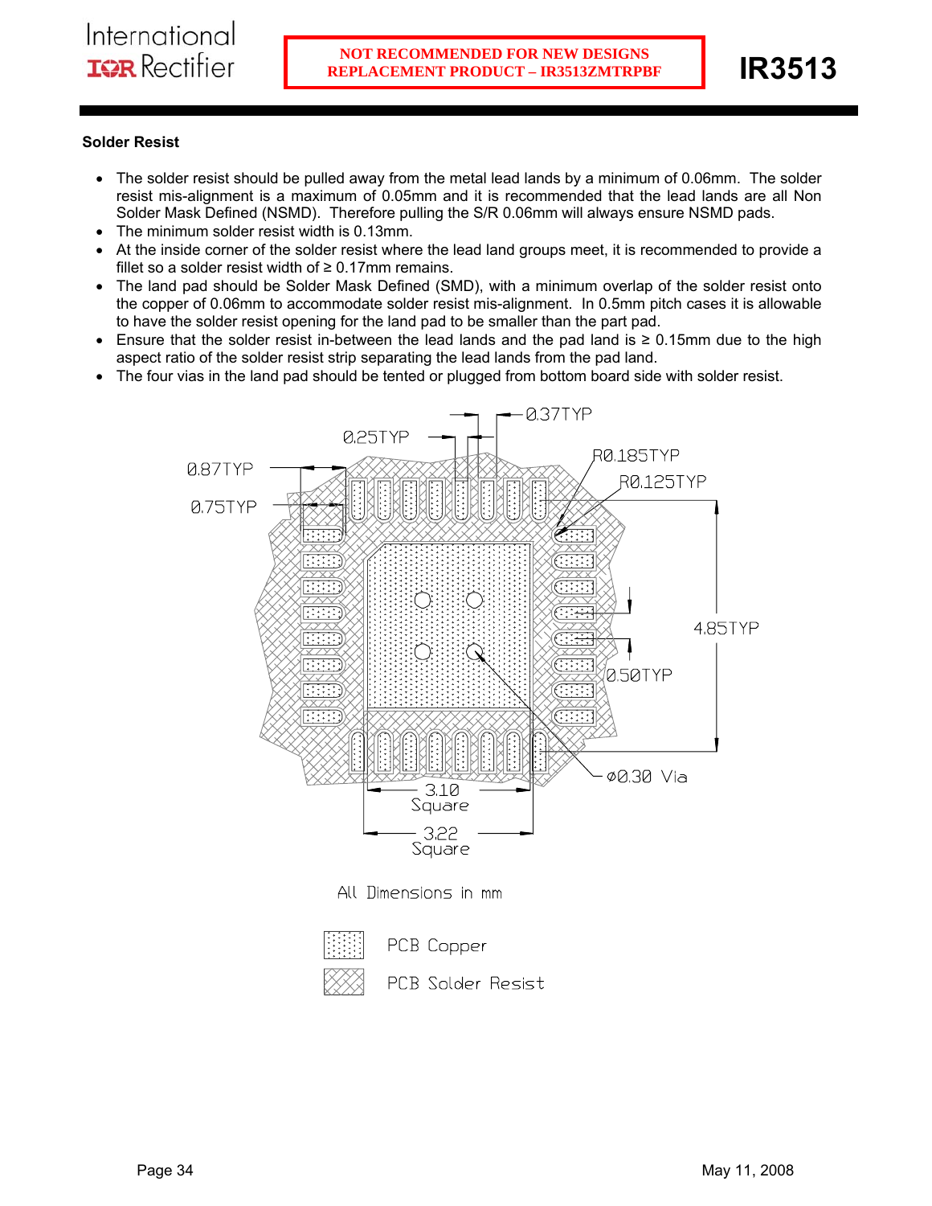NOT RECOMMENDED FOR NEW DESIGNS
REPLACEMENT PRODUCT – IR3513ZMTRPBF

### Solder Resist

- The solder resist should be pulled away from the metal lead lands by a minimum of 0.06mm. The solder resist mis-alignment is a maximum of 0.05mm and it is recommended that the lead lands are all Non Solder Mask Defined (NSMD). Therefore pulling the S/R 0.06mm will always ensure NSMD pads.
- The minimum solder resist width is 0.13mm.
- At the inside corner of the solder resist where the lead land groups meet, it is recommended to provide a fillet so a solder resist width of ≥ 0.17mm remains.
- The land pad should be Solder Mask Defined (SMD), with a minimum overlap of the solder resist onto the copper of 0.06mm to accommodate solder resist mis-alignment. In 0.5mm pitch cases it is allowable to have the solder resist opening for the land pad to be smaller than the part pad.
- Ensure that the solder resist in-between the lead lands and the pad land is ≥ 0.15mm due to the high aspect ratio of the solder resist strip separating the lead lands from the pad land.
- The four vias in the land pad should be tented or plugged from bottom board side with solder resist.

0.25TYP 0.37TYP 0.87TYP 0.75TYP R0.185TYP R0.125TYP 4.85TYP 0.50TYP ⌀0.30 Via 3.10 Square 3.22 Square

All Dimensions in mm

PCB Copper

PCB Solder Resist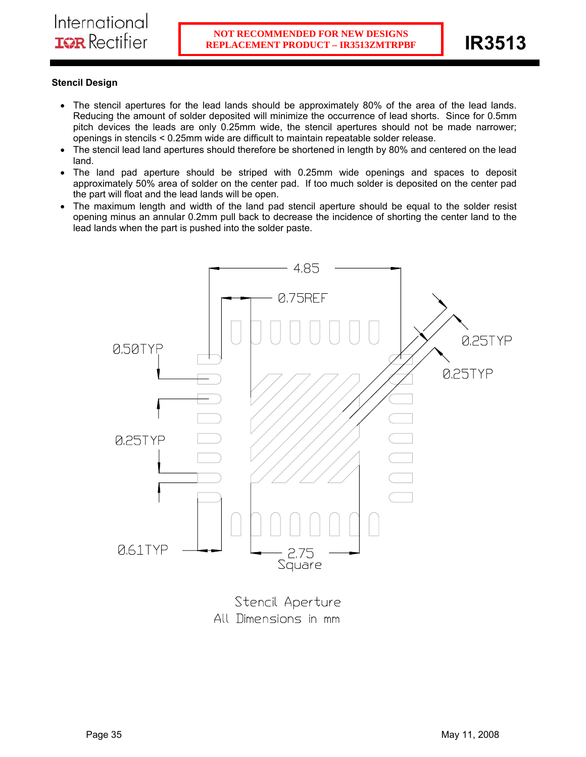NOT RECOMMENDED FOR NEW DESIGNS
REPLACEMENT PRODUCT – IR3513ZMTRPBF

**Stencil Design**

- The stencil apertures for the lead lands should be approximately 80% of the area of the lead lands. Reducing the amount of solder deposited will minimize the occurrence of lead shorts. Since for 0.5mm pitch devices the leads are only 0.25mm wide, the stencil apertures should not be made narrower; openings in stencils < 0.25mm wide are difficult to maintain repeatable solder release.
- The stencil lead land apertures should therefore be shortened in length by 80% and centered on the lead land.
- The land pad aperture should be striped with 0.25mm wide openings and spaces to deposit approximately 50% area of solder on the center pad. If too much solder is deposited on the center pad the part will float and the lead lands will be open.
- The maximum length and width of the land pad stencil aperture should be equal to the solder resist opening minus an annular 0.2mm pull back to decrease the incidence of shorting the center land to the lead lands when the part is pushed into the solder paste.

4.85

0.75REF

0.50TYP

0.25TYP

0.25TYP

0.25TYP

0.61TYP

2.75 Square

Stencil Aperture
All Dimensions in mm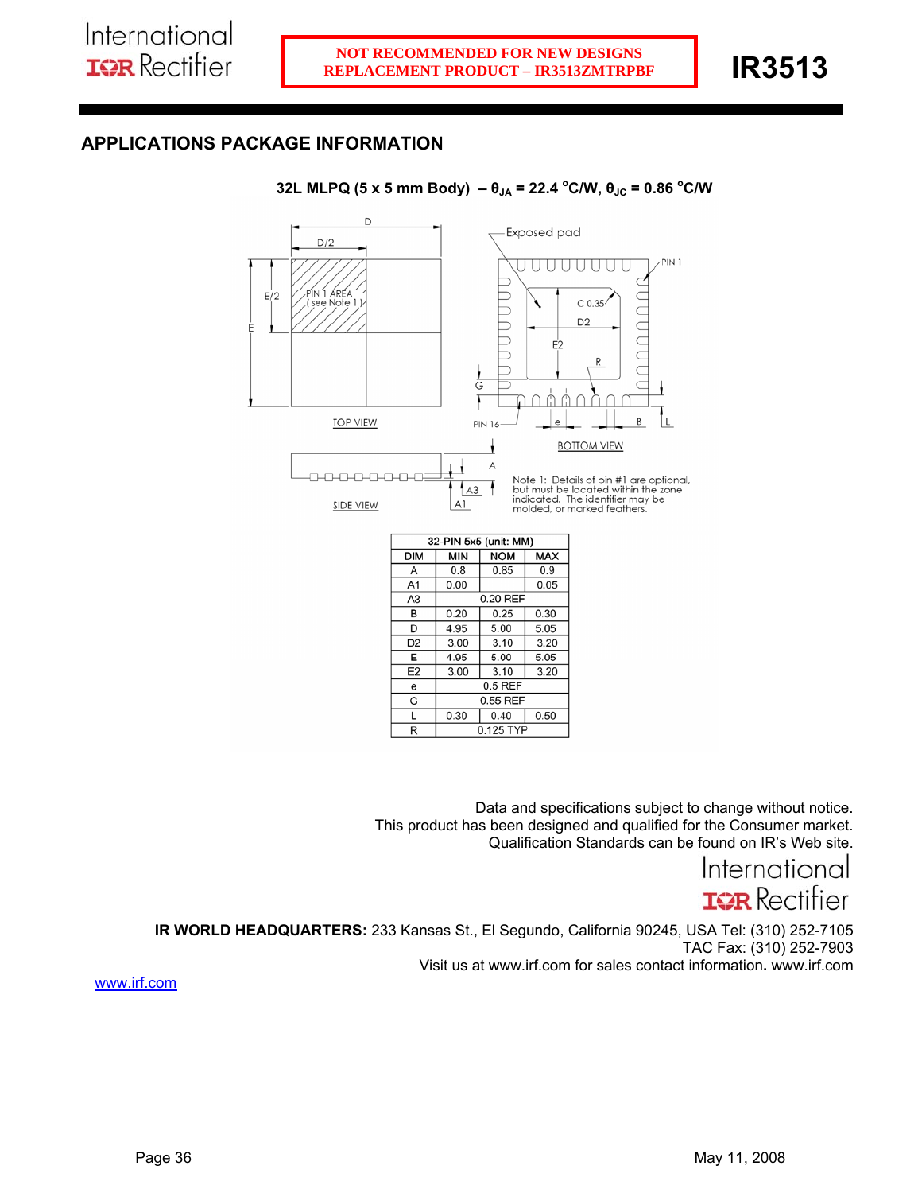## APPLICATIONS PACKAGE INFORMATION

**32L MLPQ (5 x 5 mm Body) – $\theta_{JA}$ = 22.4 °C/W, $\theta_{JC}$ = 0.86 °C/W**

D

D/2

E/2

E

PIN 1 AREA
(see Note 1)

TOP VIEW

Exposed pad

PIN 1

C 0.35

D2

E2

R

G

PIN 16

e

B

L

BOTTOM VIEW

A

A3

A1

SIDE VIEW

Note 1: Details of pin #1 are optional, but must be located within the zone indicated. The identifier may be molded, or marked feathers.

| 32-PIN 5x5 (unit: MM) | | | |
|---|---|---|---|
| DIM | MIN | NOM | MAX |
| A | 0.8 | 0.85 | 0.9 |
| A1 | 0.00 | | 0.05 |
| A3 | | 0.20 REF | |
| B | 0.20 | 0.25 | 0.30 |
| D | 4.95 | 5.00 | 5.05 |
| D2 | 3.00 | 3.10 | 3.20 |
| E | 4.95 | 5.00 | 5.05 |
| E2 | 3.00 | 3.10 | 3.20 |
| e | | 0.5 REF | |
| G | | 0.55 REF | |
| L | 0.30 | 0.40 | 0.50 |
| R | | 0.125 TYP | |

Data and specifications subject to change without notice.
This product has been designed and qualified for the Consumer market.
Qualification Standards can be found on IR's Web site.

International Rectifier

**IR WORLD HEADQUARTERS:** 233 Kansas St., El Segundo, California 90245, USA Tel: (310) 252-7105
TAC Fax: (310) 252-7903
Visit us at www.irf.com for sales contact information**.** www.irf.com

www.irf.com

May 11, 2008